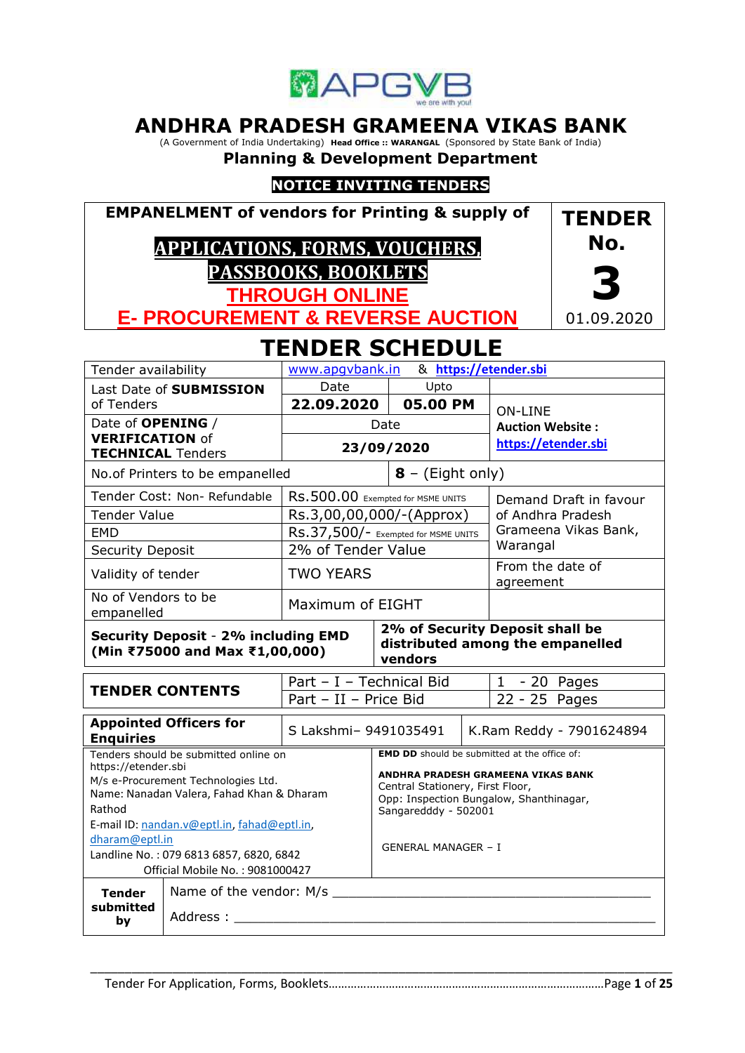# ANDHRA PRADESH GRAMEENA VIKAS BANK

(A Government of India Undertaking) **Head Office :: WARANGAL** (Sponsored by State Bank of India)

## Planning & Development Department

**NOTICE INVITING TENDERS**

| **EMPANELMENT of vendors for Printing & supply of** **APPLICATIONS, FORMS, VOUCHERS, PASSBOOKS, BOOKLETS** **THROUGH ONLINE** **E- PROCUREMENT & REVERSE AUCTION** | **TENDER No.** **3** 01.09.2020 |
|---|---|

# TENDER SCHEDULE

| Tender availability | www.apgvbank.in & **https://etender.sbi** | | |
|---|---|---|---|
| Last Date of **SUBMISSION** of Tenders | Date **22.09.2020** | Upto **05.00 PM** | ON-LINE **Auction Website :** **https://etender.sbi** |
| Date of **OPENING** / **VERIFICATION** of **TECHNICAL** Tenders | Date **23/09/2020** | | |
| No.of Printers to be empanelled | | **8** – (Eight only) | |
| Tender Cost: Non- Refundable | Rs.500.00 Exempted for MSME UNITS | | Demand Draft in favour of Andhra Pradesh Grameena Vikas Bank, Warangal |
| Tender Value | Rs.3,00,00,000/-(Approx) | | |
| EMD | Rs.37,500/- Exempted for MSME UNITS | | |
| Security Deposit | 2% of Tender Value | | |
| Validity of tender | TWO YEARS | | From the date of agreement |
| No of Vendors to be empanelled | Maximum of EIGHT | | |
| **Security Deposit** - **2% including EMD (Min ₹75000 and Max ₹1,00,000)** | | **2% of Security Deposit shall be distributed among the empanelled vendors** | |

| **TENDER CONTENTS** | Part – I – Technical Bid | 1 - 20 Pages |
|---|---|---|
| | Part – II – Price Bid | 22 - 25 Pages |

| **Appointed Officers for Enquiries** | S Lakshmi– 9491035491 | K.Ram Reddy - 7901624894 |
|---|---|---|

| Tenders should be submitted online on https://etender.sbi M/s e-Procurement Technologies Ltd. Name: Nanadan Valera, Fahad Khan & Dharam Rathod E-mail ID: nandan.v@eptl.in, fahad@eptl.in, dharam@eptl.in Landline No. : 079 6813 6857, 6820, 6842 Official Mobile No. : 9081000427 | **EMD DD** should be submitted at the office of: **ANDHRA PRADESH GRAMEENA VIKAS BANK** Central Stationery, First Floor, Opp: Inspection Bungalow, Shanthinagar, Sangaredddy - 502001 GENERAL MANAGER – I |
|---|---|

| **Tender submitted by** | Name of the vendor: M/s ______________________________ Address : ______________________________ |
|---|---|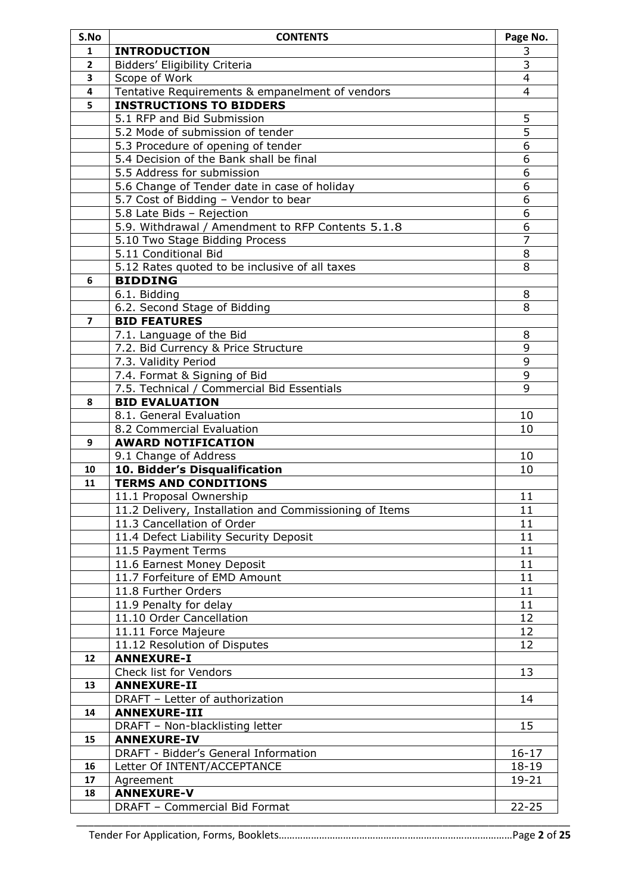| S.No | CONTENTS | Page No. |
|---|---|---|
| 1 | **INTRODUCTION** | 3 |
| 2 | Bidders' Eligibility Criteria | 3 |
| 3 | Scope of Work | 4 |
| 4 | Tentative Requirements & empanelment of vendors | 4 |
| 5 | **INSTRUCTIONS TO BIDDERS** | |
| | 5.1 RFP and Bid Submission | 5 |
| | 5.2 Mode of submission of tender | 5 |
| | 5.3 Procedure of opening of tender | 6 |
| | 5.4 Decision of the Bank shall be final | 6 |
| | 5.5 Address for submission | 6 |
| | 5.6 Change of Tender date in case of holiday | 6 |
| | 5.7 Cost of Bidding – Vendor to bear | 6 |
| | 5.8 Late Bids – Rejection | 6 |
| | 5.9. Withdrawal / Amendment to RFP Contents 5.1.8 | 6 |
| | 5.10 Two Stage Bidding Process | 7 |
| | 5.11 Conditional Bid | 8 |
| | 5.12 Rates quoted to be inclusive of all taxes | 8 |
| 6 | **BIDDING** | |
| | 6.1. Bidding | 8 |
| | 6.2. Second Stage of Bidding | 8 |
| 7 | **BID FEATURES** | |
| | 7.1. Language of the Bid | 8 |
| | 7.2. Bid Currency & Price Structure | 9 |
| | 7.3. Validity Period | 9 |
| | 7.4. Format & Signing of Bid | 9 |
| | 7.5. Technical / Commercial Bid Essentials | 9 |
| 8 | **BID EVALUATION** | |
| | 8.1. General Evaluation | 10 |
| | 8.2 Commercial Evaluation | 10 |
| 9 | **AWARD NOTIFICATION** | |
| | 9.1 Change of Address | 10 |
| 10 | **10. Bidder's Disqualification** | 10 |
| 11 | **TERMS AND CONDITIONS** | |
| | 11.1 Proposal Ownership | 11 |
| | 11.2 Delivery, Installation and Commissioning of Items | 11 |
| | 11.3 Cancellation of Order | 11 |
| | 11.4 Defect Liability Security Deposit | 11 |
| | 11.5 Payment Terms | 11 |
| | 11.6 Earnest Money Deposit | 11 |
| | 11.7 Forfeiture of EMD Amount | 11 |
| | 11.8 Further Orders | 11 |
| | 11.9 Penalty for delay | 11 |
| | 11.10 Order Cancellation | 12 |
| | 11.11 Force Majeure | 12 |
| | 11.12 Resolution of Disputes | 12 |
| 12 | **ANNEXURE-I** | |
| | Check list for Vendors | 13 |
| 13 | **ANNEXURE-II** | |
| | DRAFT – Letter of authorization | 14 |
| 14 | **ANNEXURE-III** | |
| | DRAFT – Non-blacklisting letter | 15 |
| 15 | **ANNEXURE-IV** | |
| | DRAFT - Bidder's General Information | 16-17 |
| 16 | Letter Of INTENT/ACCEPTANCE | 18-19 |
| 17 | Agreement | 19-21 |
| 18 | **ANNEXURE-V** | |
| | DRAFT – Commercial Bid Format | 22-25 |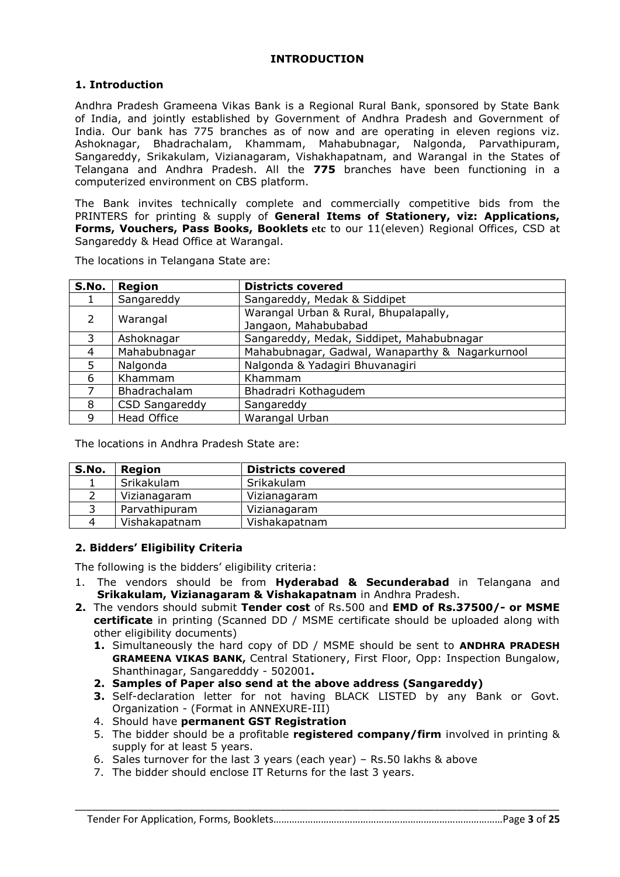# INTRODUCTION

## 1. Introduction

Andhra Pradesh Grameena Vikas Bank is a Regional Rural Bank, sponsored by State Bank of India, and jointly established by Government of Andhra Pradesh and Government of India. Our bank has 775 branches as of now and are operating in eleven regions viz. Ashoknagar, Bhadrachalam, Khammam, Mahabubnagar, Nalgonda, Parvathipuram, Sangareddy, Srikakulam, Vizianagaram, Vishakhapatnam, and Warangal in the States of Telangana and Andhra Pradesh. All the **775** branches have been functioning in a computerized environment on CBS platform.

The Bank invites technically complete and commercially competitive bids from the PRINTERS for printing & supply of **General Items of Stationery, viz: Applications, Forms, Vouchers, Pass Books, Booklets etc** to our 11(eleven) Regional Offices, CSD at Sangareddy & Head Office at Warangal.

The locations in Telangana State are:

| S.No. | Region | Districts covered |
|---|---|---|
| 1 | Sangareddy | Sangareddy, Medak & Siddipet |
| 2 | Warangal | Warangal Urban & Rural, Bhupalapally, Jangaon, Mahabubabad |
| 3 | Ashoknagar | Sangareddy, Medak, Siddipet, Mahabubnagar |
| 4 | Mahabubnagar | Mahabubnagar, Gadwal, Wanaparthy & Nagarkurnool |
| 5 | Nalgonda | Nalgonda & Yadagiri Bhuvanagiri |
| 6 | Khammam | Khammam |
| 7 | Bhadrachalam | Bhadradri Kothagudem |
| 8 | CSD Sangareddy | Sangareddy |
| 9 | Head Office | Warangal Urban |

The locations in Andhra Pradesh State are:

| S.No. | Region | Districts covered |
|---|---|---|
| 1 | Srikakulam | Srikakulam |
| 2 | Vizianagaram | Vizianagaram |
| 3 | Parvathipuram | Vizianagaram |
| 4 | Vishakapatnam | Vishakapatnam |

## 2. Bidders' Eligibility Criteria

The following is the bidders' eligibility criteria:

1. The vendors should be from **Hyderabad & Secunderabad** in Telangana and **Srikakulam, Vizianagaram & Vishakapatnam** in Andhra Pradesh.
2. The vendors should submit **Tender cost** of Rs.500 and **EMD of Rs.37500/- or MSME certificate** in printing (Scanned DD / MSME certificate should be uploaded along with other eligibility documents)
   1. Simultaneously the hard copy of DD / MSME should be sent to **ANDHRA PRADESH GRAMEENA VIKAS BANK,** Central Stationery, First Floor, Opp: Inspection Bungalow, Shanthinagar, Sangaredddy - 502001**.**
   2. **Samples of Paper also send at the above address (Sangareddy)**
   3. Self-declaration letter for not having BLACK LISTED by any Bank or Govt. Organization - (Format in ANNEXURE-III)
   4. Should have **permanent GST Registration**
   5. The bidder should be a profitable **registered company/firm** involved in printing & supply for at least 5 years.
   6. Sales turnover for the last 3 years (each year) – Rs.50 lakhs & above
   7. The bidder should enclose IT Returns for the last 3 years.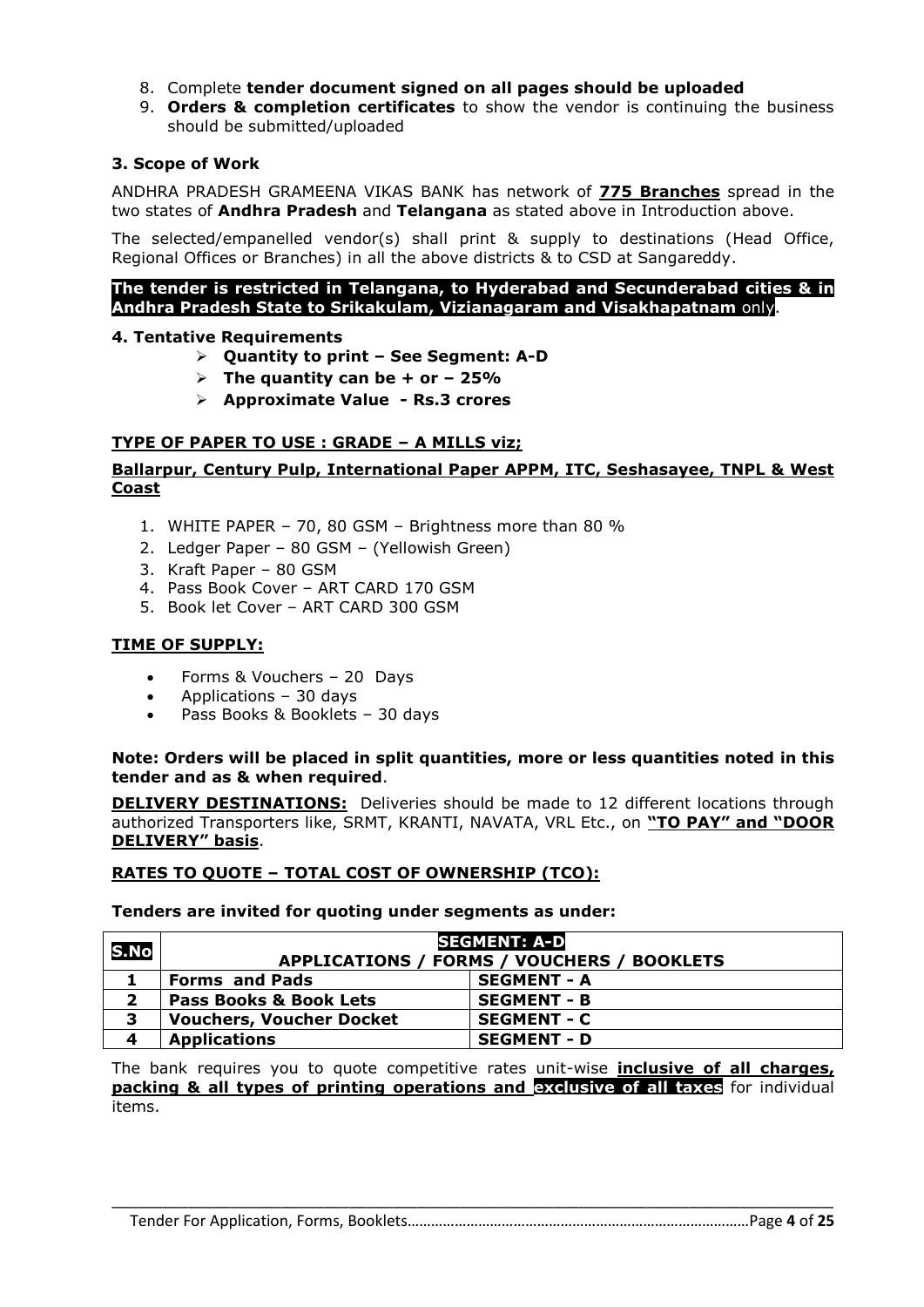8. Complete **tender document signed on all pages should be uploaded**
9. **Orders & completion certificates** to show the vendor is continuing the business should be submitted/uploaded

### 3. Scope of Work

ANDHRA PRADESH GRAMEENA VIKAS BANK has network of **775 Branches** spread in the two states of **Andhra Pradesh** and **Telangana** as stated above in Introduction above.

The selected/empanelled vendor(s) shall print & supply to destinations (Head Office, Regional Offices or Branches) in all the above districts & to CSD at Sangareddy.

**The tender is restricted in Telangana, to Hyderabad and Secunderabad cities & in Andhra Pradesh State to Srikakulam, Vizianagaram and Visakhapatnam** only.

### 4. Tentative Requirements

- **Quantity to print – See Segment: A-D**
- **The quantity can be + or – 25%**
- **Approximate Value - Rs.3 crores**

**TYPE OF PAPER TO USE : GRADE – A MILLS viz;**

**Ballarpur, Century Pulp, International Paper APPM, ITC, Seshasayee, TNPL & West Coast**

1. WHITE PAPER – 70, 80 GSM – Brightness more than 80 %
2. Ledger Paper – 80 GSM – (Yellowish Green)
3. Kraft Paper – 80 GSM
4. Pass Book Cover – ART CARD 170 GSM
5. Book let Cover – ART CARD 300 GSM

**TIME OF SUPPLY:**

- Forms & Vouchers – 20 Days
- Applications – 30 days
- Pass Books & Booklets – 30 days

**Note: Orders will be placed in split quantities, more or less quantities noted in this tender and as & when required**.

**DELIVERY DESTINATIONS:** Deliveries should be made to 12 different locations through authorized Transporters like, SRMT, KRANTI, NAVATA, VRL Etc., on **"TO PAY" and "DOOR DELIVERY" basis**.

**RATES TO QUOTE – TOTAL COST OF OWNERSHIP (TCO):**

**Tenders are invited for quoting under segments as under:**

| S.No | SEGMENT: A-D APPLICATIONS / FORMS / VOUCHERS / BOOKLETS | |
|---|---|---|
| 1 | **Forms and Pads** | **SEGMENT - A** |
| 2 | **Pass Books & Book Lets** | **SEGMENT - B** |
| 3 | **Vouchers, Voucher Docket** | **SEGMENT - C** |
| 4 | **Applications** | **SEGMENT - D** |

The bank requires you to quote competitive rates unit-wise **inclusive of all charges, packing & all types of printing operations and exclusive of all taxes** for individual items.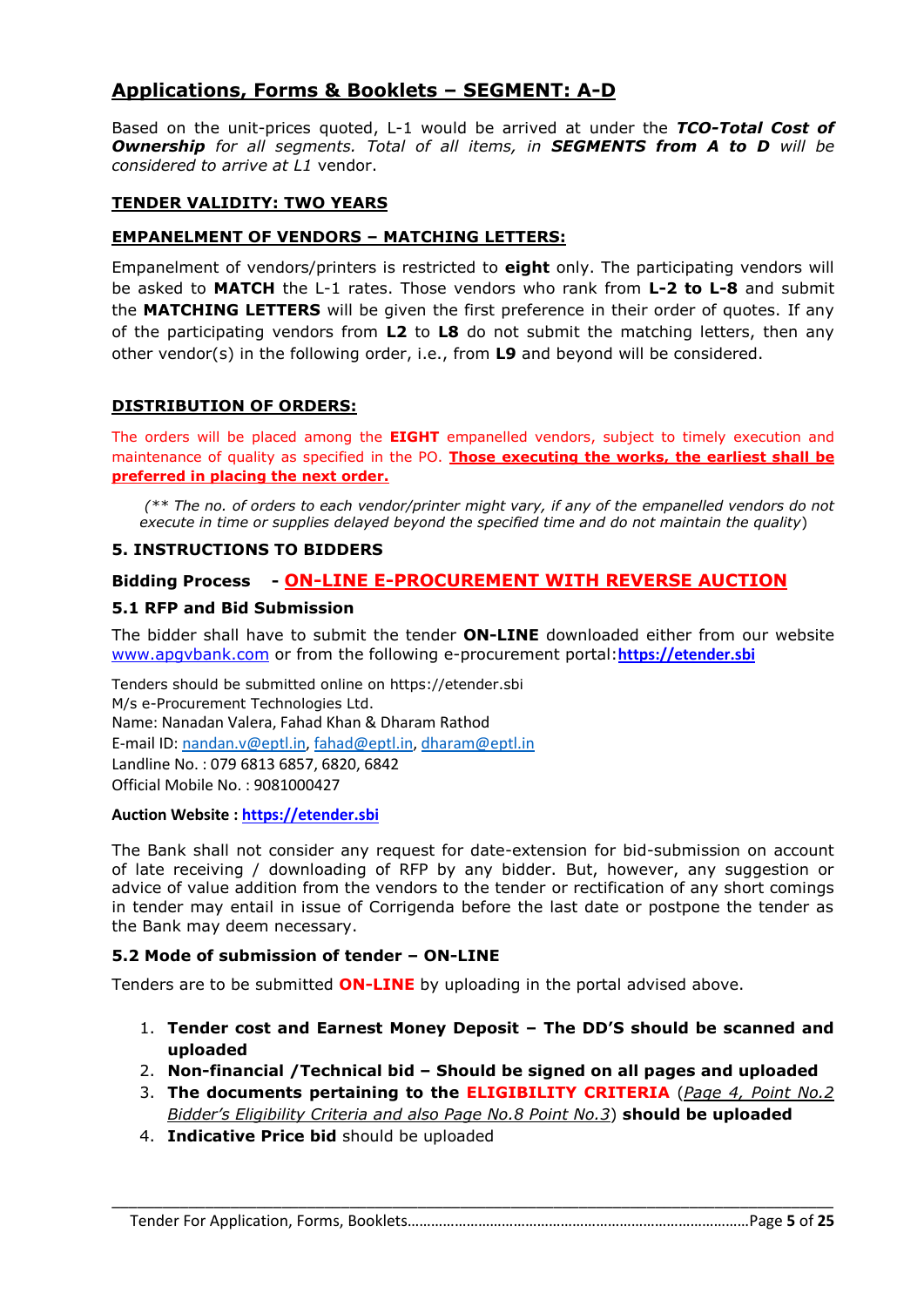## Applications, Forms & Booklets – SEGMENT: A-D

Based on the unit-prices quoted, L-1 would be arrived at under the ***TCO-Total Cost of Ownership*** *for all segments. Total of all items, in* ***SEGMENTS from A to D*** *will be considered to arrive at L1* vendor.

**TENDER VALIDITY: TWO YEARS**

**EMPANELMENT OF VENDORS – MATCHING LETTERS:**

Empanelment of vendors/printers is restricted to **eight** only. The participating vendors will be asked to **MATCH** the L-1 rates. Those vendors who rank from **L-2 to L-8** and submit the **MATCHING LETTERS** will be given the first preference in their order of quotes. If any of the participating vendors from **L2** to **L8** do not submit the matching letters, then any other vendor(s) in the following order, i.e., from **L9** and beyond will be considered.

**DISTRIBUTION OF ORDERS:**

The orders will be placed among the **EIGHT** empanelled vendors, subject to timely execution and maintenance of quality as specified in the PO. **Those executing the works, the earliest shall be preferred in placing the next order.**

*(\*\* The no. of orders to each vendor/printer might vary, if any of the empanelled vendors do not execute in time or supplies delayed beyond the specified time and do not maintain the quality)*

### 5. INSTRUCTIONS TO BIDDERS

**Bidding Process - ON-LINE E-PROCUREMENT WITH REVERSE AUCTION**

### 5.1 RFP and Bid Submission

The bidder shall have to submit the tender **ON-LINE** downloaded either from our website www.apgvbank.com or from the following e-procurement portal:**https://etender.sbi**

Tenders should be submitted online on https://etender.sbi
M/s e-Procurement Technologies Ltd.
Name: Nanadan Valera, Fahad Khan & Dharam Rathod
E-mail ID: nandan.v@eptl.in, fahad@eptl.in, dharam@eptl.in
Landline No. : 079 6813 6857, 6820, 6842
Official Mobile No. : 9081000427

**Auction Website : https://etender.sbi**

The Bank shall not consider any request for date-extension for bid-submission on account of late receiving / downloading of RFP by any bidder. But, however, any suggestion or advice of value addition from the vendors to the tender or rectification of any short comings in tender may entail in issue of Corrigenda before the last date or postpone the tender as the Bank may deem necessary.

### 5.2 Mode of submission of tender – ON-LINE

Tenders are to be submitted **ON-LINE** by uploading in the portal advised above.

1. **Tender cost and Earnest Money Deposit – The DD'S should be scanned and uploaded**
2. **Non-financial /Technical bid – Should be signed on all pages and uploaded**
3. **The documents pertaining to the ELIGIBILITY CRITERIA** (*Page 4, Point No.2 Bidder's Eligibility Criteria and also Page No.8 Point No.3*) **should be uploaded**
4. **Indicative Price bid** should be uploaded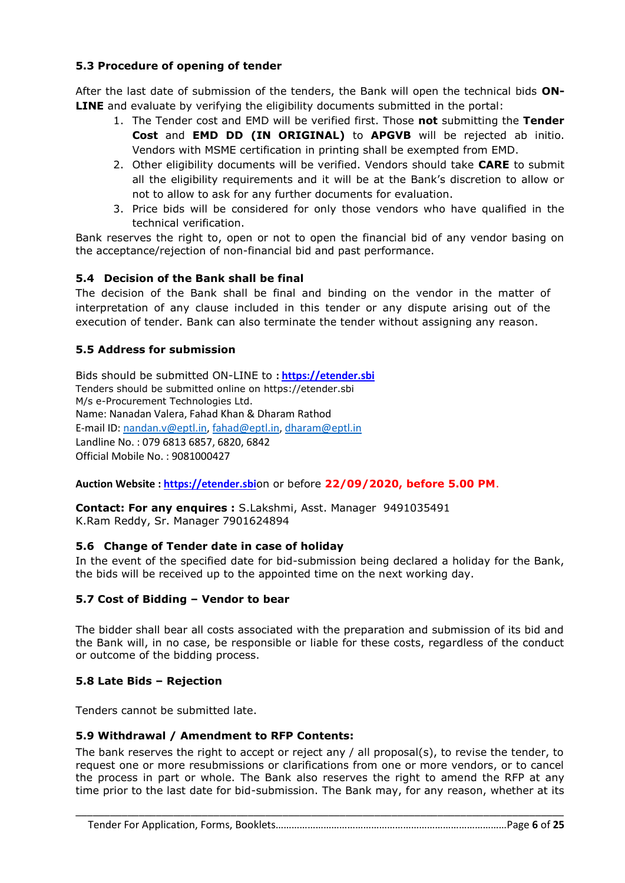### 5.3 Procedure of opening of tender

After the last date of submission of the tenders, the Bank will open the technical bids **ON-LINE** and evaluate by verifying the eligibility documents submitted in the portal:

1. The Tender cost and EMD will be verified first. Those **not** submitting the **Tender Cost** and **EMD DD (IN ORIGINAL)** to **APGVB** will be rejected ab initio. Vendors with MSME certification in printing shall be exempted from EMD.
2. Other eligibility documents will be verified. Vendors should take **CARE** to submit all the eligibility requirements and it will be at the Bank's discretion to allow or not to allow to ask for any further documents for evaluation.
3. Price bids will be considered for only those vendors who have qualified in the technical verification.

Bank reserves the right to, open or not to open the financial bid of any vendor basing on the acceptance/rejection of non-financial bid and past performance.

### 5.4 Decision of the Bank shall be final

The decision of the Bank shall be final and binding on the vendor in the matter of interpretation of any clause included in this tender or any dispute arising out of the execution of tender. Bank can also terminate the tender without assigning any reason.

### 5.5 Address for submission

Bids should be submitted ON-LINE to : **https://etender.sbi**
Tenders should be submitted online on https://etender.sbi
M/s e-Procurement Technologies Ltd.
Name: Nanadan Valera, Fahad Khan & Dharam Rathod
E-mail ID: nandan.v@eptl.in, fahad@eptl.in, dharam@eptl.in
Landline No. : 079 6813 6857, 6820, 6842
Official Mobile No. : 9081000427

**Auction Website : https://etender.sbi**on or before **22/09/2020, before 5.00 PM**.

**Contact: For any enquires :** S.Lakshmi, Asst. Manager 9491035491
K.Ram Reddy, Sr. Manager 7901624894

### 5.6 Change of Tender date in case of holiday

In the event of the specified date for bid-submission being declared a holiday for the Bank, the bids will be received up to the appointed time on the next working day.

### 5.7 Cost of Bidding – Vendor to bear

The bidder shall bear all costs associated with the preparation and submission of its bid and the Bank will, in no case, be responsible or liable for these costs, regardless of the conduct or outcome of the bidding process.

### 5.8 Late Bids – Rejection

Tenders cannot be submitted late.

### 5.9 Withdrawal / Amendment to RFP Contents:

The bank reserves the right to accept or reject any / all proposal(s), to revise the tender, to request one or more resubmissions or clarifications from one or more vendors, or to cancel the process in part or whole. The Bank also reserves the right to amend the RFP at any time prior to the last date for bid-submission. The Bank may, for any reason, whether at its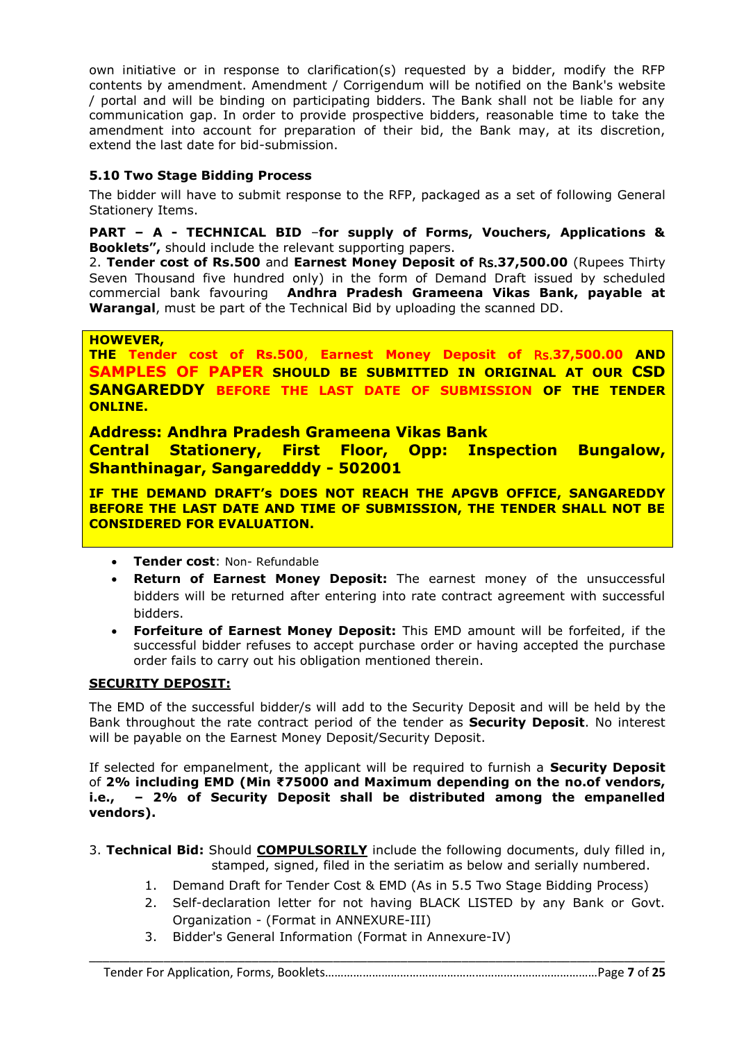own initiative or in response to clarification(s) requested by a bidder, modify the RFP contents by amendment. Amendment / Corrigendum will be notified on the Bank's website / portal and will be binding on participating bidders. The Bank shall not be liable for any communication gap. In order to provide prospective bidders, reasonable time to take the amendment into account for preparation of their bid, the Bank may, at its discretion, extend the last date for bid-submission.

### 5.10 Two Stage Bidding Process

The bidder will have to submit response to the RFP, packaged as a set of following General Stationery Items.

**PART – A - TECHNICAL BID –for supply of Forms, Vouchers, Applications & Booklets",** should include the relevant supporting papers.

2. **Tender cost of Rs.500** and **Earnest Money Deposit of Rs.37,500.00** (Rupees Thirty Seven Thousand five hundred only) in the form of Demand Draft issued by scheduled commercial bank favouring **Andhra Pradesh Grameena Vikas Bank, payable at Warangal**, must be part of the Technical Bid by uploading the scanned DD.

**HOWEVER,**
**THE Tender cost of Rs.500, Earnest Money Deposit of Rs.37,500.00 AND SAMPLES OF PAPER SHOULD BE SUBMITTED IN ORIGINAL AT OUR CSD SANGAREDDY BEFORE THE LAST DATE OF SUBMISSION OF THE TENDER ONLINE.**

**Address: Andhra Pradesh Grameena Vikas Bank**
**Central Stationery, First Floor, Opp: Inspection Bungalow, Shanthinagar, Sangaredddy - 502001**

**IF THE DEMAND DRAFT's DOES NOT REACH THE APGVB OFFICE, SANGAREDDY BEFORE THE LAST DATE AND TIME OF SUBMISSION, THE TENDER SHALL NOT BE CONSIDERED FOR EVALUATION.**

- **Tender cost**: Non- Refundable
- **Return of Earnest Money Deposit:** The earnest money of the unsuccessful bidders will be returned after entering into rate contract agreement with successful bidders.
- **Forfeiture of Earnest Money Deposit:** This EMD amount will be forfeited, if the successful bidder refuses to accept purchase order or having accepted the purchase order fails to carry out his obligation mentioned therein.

**SECURITY DEPOSIT:**

The EMD of the successful bidder/s will add to the Security Deposit and will be held by the Bank throughout the rate contract period of the tender as **Security Deposit**. No interest will be payable on the Earnest Money Deposit/Security Deposit.

If selected for empanelment, the applicant will be required to furnish a **Security Deposit** of **2% including EMD (Min ₹75000 and Maximum depending on the no.of vendors, i.e., – 2% of Security Deposit shall be distributed among the empanelled vendors).**

3. **Technical Bid:** Should **COMPULSORILY** include the following documents, duly filled in, stamped, signed, filed in the seriatim as below and serially numbered.

   1. Demand Draft for Tender Cost & EMD (As in 5.5 Two Stage Bidding Process)
   2. Self-declaration letter for not having BLACK LISTED by any Bank or Govt. Organization - (Format in ANNEXURE-III)
   3. Bidder's General Information (Format in Annexure-IV)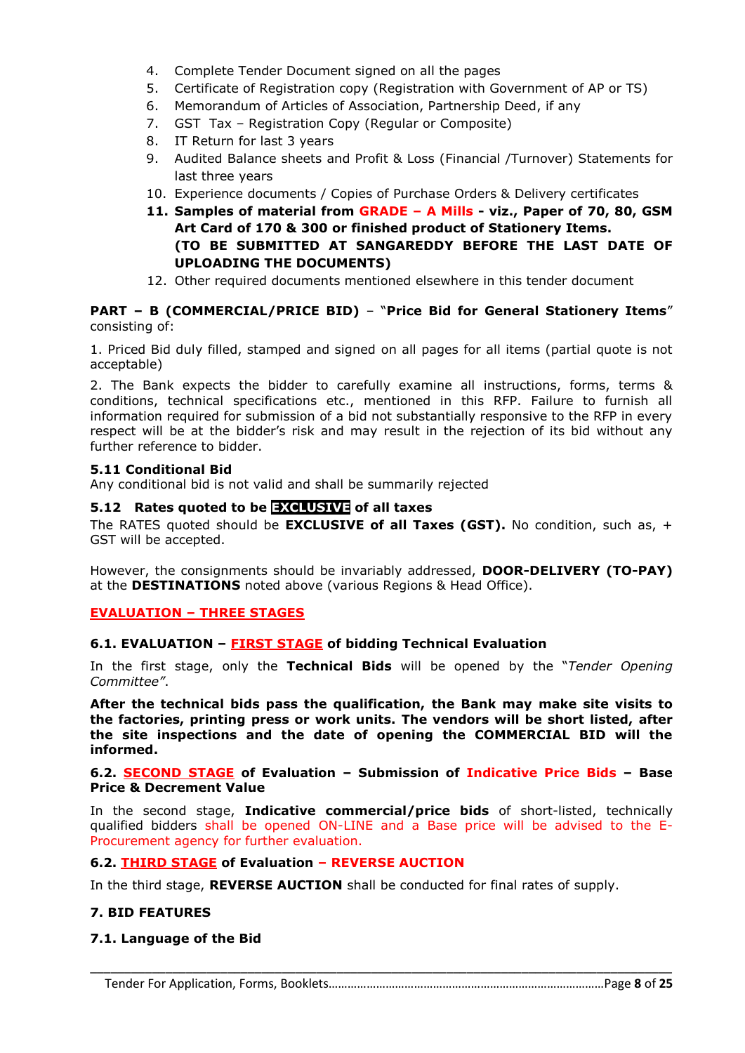4. Complete Tender Document signed on all the pages
5. Certificate of Registration copy (Registration with Government of AP or TS)
6. Memorandum of Articles of Association, Partnership Deed, if any
7. GST Tax – Registration Copy (Regular or Composite)
8. IT Return for last 3 years
9. Audited Balance sheets and Profit & Loss (Financial /Turnover) Statements for last three years
10. Experience documents / Copies of Purchase Orders & Delivery certificates
11. **Samples of material from GRADE – A Mills - viz., Paper of 70, 80, GSM Art Card of 170 & 300 or finished product of Stationery Items. (TO BE SUBMITTED AT SANGAREDDY BEFORE THE LAST DATE OF UPLOADING THE DOCUMENTS)**
12. Other required documents mentioned elsewhere in this tender document

**PART – B (COMMERCIAL/PRICE BID)** – "**Price Bid for General Stationery Items**" consisting of:

1. Priced Bid duly filled, stamped and signed on all pages for all items (partial quote is not acceptable)

2. The Bank expects the bidder to carefully examine all instructions, forms, terms & conditions, technical specifications etc., mentioned in this RFP. Failure to furnish all information required for submission of a bid not substantially responsive to the RFP in every respect will be at the bidder's risk and may result in the rejection of its bid without any further reference to bidder.

**5.11 Conditional Bid**

Any conditional bid is not valid and shall be summarily rejected

**5.12 Rates quoted to be EXCLUSIVE of all taxes**

The RATES quoted should be **EXCLUSIVE of all Taxes (GST).** No condition, such as, + GST will be accepted.

However, the consignments should be invariably addressed, **DOOR-DELIVERY (TO-PAY)** at the **DESTINATIONS** noted above (various Regions & Head Office).

**EVALUATION – THREE STAGES**

**6.1. EVALUATION – FIRST STAGE of bidding Technical Evaluation**

In the first stage, only the **Technical Bids** will be opened by the "*Tender Opening Committee"*.

**After the technical bids pass the qualification, the Bank may make site visits to the factories, printing press or work units. The vendors will be short listed, after the site inspections and the date of opening the COMMERCIAL BID will the informed.**

**6.2. SECOND STAGE of Evaluation – Submission of Indicative Price Bids – Base Price & Decrement Value**

In the second stage, **Indicative commercial/price bids** of short-listed, technically qualified bidders shall be opened ON-LINE and a Base price will be advised to the E-Procurement agency for further evaluation.

**6.2. THIRD STAGE of Evaluation – REVERSE AUCTION**

In the third stage, **REVERSE AUCTION** shall be conducted for final rates of supply.

**7. BID FEATURES**

**7.1. Language of the Bid**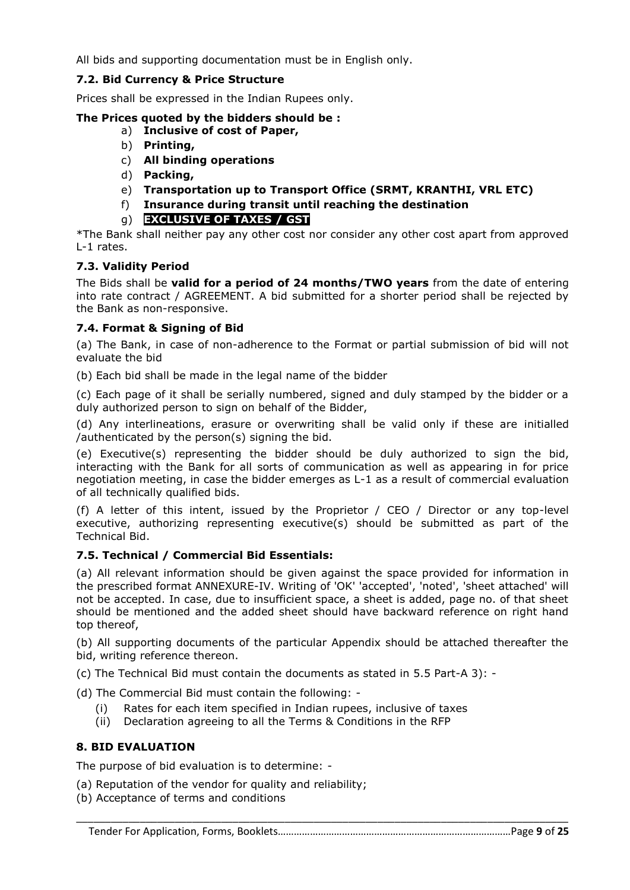All bids and supporting documentation must be in English only.

### 7.2. Bid Currency & Price Structure

Prices shall be expressed in the Indian Rupees only.

**The Prices quoted by the bidders should be :**

a) **Inclusive of cost of Paper,**
b) **Printing,**
c) **All binding operations**
d) **Packing,**
e) **Transportation up to Transport Office (SRMT, KRANTHI, VRL ETC)**
f) **Insurance during transit until reaching the destination**
g) **EXCLUSIVE OF TAXES / GST**

*The Bank shall neither pay any other cost nor consider any other cost apart from approved L-1 rates.

### 7.3. Validity Period

The Bids shall be **valid for a period of 24 months/TWO years** from the date of entering into rate contract / AGREEMENT. A bid submitted for a shorter period shall be rejected by the Bank as non-responsive.

### 7.4. Format & Signing of Bid

(a) The Bank, in case of non-adherence to the Format or partial submission of bid will not evaluate the bid

(b) Each bid shall be made in the legal name of the bidder

(c) Each page of it shall be serially numbered, signed and duly stamped by the bidder or a duly authorized person to sign on behalf of the Bidder,

(d) Any interlineations, erasure or overwriting shall be valid only if these are initialled /authenticated by the person(s) signing the bid.

(e) Executive(s) representing the bidder should be duly authorized to sign the bid, interacting with the Bank for all sorts of communication as well as appearing in for price negotiation meeting, in case the bidder emerges as L-1 as a result of commercial evaluation of all technically qualified bids.

(f) A letter of this intent, issued by the Proprietor / CEO / Director or any top-level executive, authorizing representing executive(s) should be submitted as part of the Technical Bid.

### 7.5. Technical / Commercial Bid Essentials:

(a) All relevant information should be given against the space provided for information in the prescribed format ANNEXURE-IV. Writing of 'OK' 'accepted', 'noted', 'sheet attached' will not be accepted. In case, due to insufficient space, a sheet is added, page no. of that sheet should be mentioned and the added sheet should have backward reference on right hand top thereof,

(b) All supporting documents of the particular Appendix should be attached thereafter the bid, writing reference thereon.

(c) The Technical Bid must contain the documents as stated in 5.5 Part-A 3): -

(d) The Commercial Bid must contain the following: -

(i) Rates for each item specified in Indian rupees, inclusive of taxes
(ii) Declaration agreeing to all the Terms & Conditions in the RFP

## 8. BID EVALUATION

The purpose of bid evaluation is to determine: -

(a) Reputation of the vendor for quality and reliability;
(b) Acceptance of terms and conditions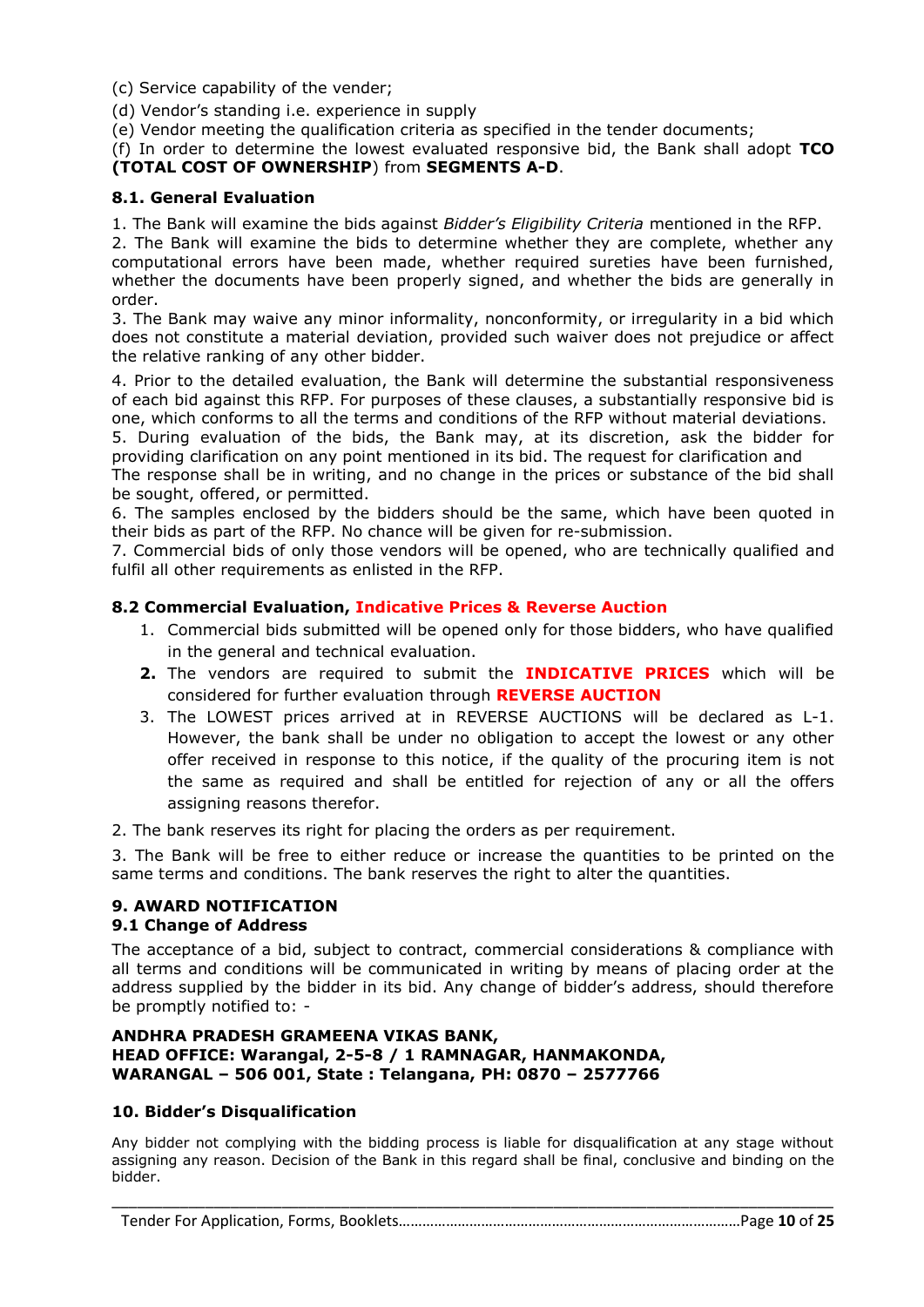(c) Service capability of the vender;

(d) Vendor's standing i.e. experience in supply

(e) Vendor meeting the qualification criteria as specified in the tender documents;

(f) In order to determine the lowest evaluated responsive bid, the Bank shall adopt **TCO (TOTAL COST OF OWNERSHIP**) from **SEGMENTS A-D**.

### 8.1. General Evaluation

1. The Bank will examine the bids against *Bidder's Eligibility Criteria* mentioned in the RFP.
2. The Bank will examine the bids to determine whether they are complete, whether any computational errors have been made, whether required sureties have been furnished, whether the documents have been properly signed, and whether the bids are generally in order.
3. The Bank may waive any minor informality, nonconformity, or irregularity in a bid which does not constitute a material deviation, provided such waiver does not prejudice or affect the relative ranking of any other bidder.
4. Prior to the detailed evaluation, the Bank will determine the substantial responsiveness of each bid against this RFP. For purposes of these clauses, a substantially responsive bid is one, which conforms to all the terms and conditions of the RFP without material deviations.
5. During evaluation of the bids, the Bank may, at its discretion, ask the bidder for providing clarification on any point mentioned in its bid. The request for clarification and The response shall be in writing, and no change in the prices or substance of the bid shall be sought, offered, or permitted.
6. The samples enclosed by the bidders should be the same, which have been quoted in their bids as part of the RFP. No chance will be given for re-submission.
7. Commercial bids of only those vendors will be opened, who are technically qualified and fulfil all other requirements as enlisted in the RFP.

### 8.2 Commercial Evaluation, Indicative Prices & Reverse Auction

1. Commercial bids submitted will be opened only for those bidders, who have qualified in the general and technical evaluation.
2. The vendors are required to submit the **INDICATIVE PRICES** which will be considered for further evaluation through **REVERSE AUCTION**
3. The LOWEST prices arrived at in REVERSE AUCTIONS will be declared as L-1. However, the bank shall be under no obligation to accept the lowest or any other offer received in response to this notice, if the quality of the procuring item is not the same as required and shall be entitled for rejection of any or all the offers assigning reasons therefor.

2. The bank reserves its right for placing the orders as per requirement.

3. The Bank will be free to either reduce or increase the quantities to be printed on the same terms and conditions. The bank reserves the right to alter the quantities.

## 9. AWARD NOTIFICATION

### 9.1 Change of Address

The acceptance of a bid, subject to contract, commercial considerations & compliance with all terms and conditions will be communicated in writing by means of placing order at the address supplied by the bidder in its bid. Any change of bidder's address, should therefore be promptly notified to: -

**ANDHRA PRADESH GRAMEENA VIKAS BANK,**
**HEAD OFFICE: Warangal, 2-5-8 / 1 RAMNAGAR, HANMAKONDA,**
**WARANGAL – 506 001, State : Telangana, PH: 0870 – 2577766**

## 10. Bidder's Disqualification

Any bidder not complying with the bidding process is liable for disqualification at any stage without assigning any reason. Decision of the Bank in this regard shall be final, conclusive and binding on the bidder.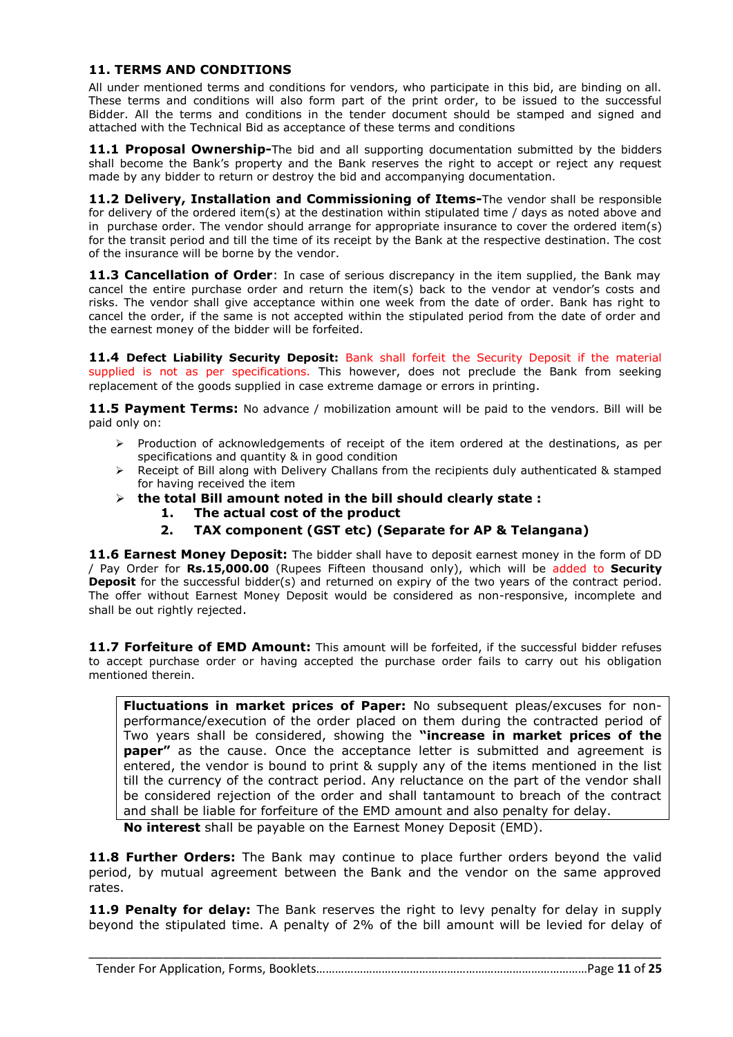## 11. TERMS AND CONDITIONS

All under mentioned terms and conditions for vendors, who participate in this bid, are binding on all. These terms and conditions will also form part of the print order, to be issued to the successful Bidder. All the terms and conditions in the tender document should be stamped and signed and attached with the Technical Bid as acceptance of these terms and conditions

**11.1 Proposal Ownership-**The bid and all supporting documentation submitted by the bidders shall become the Bank's property and the Bank reserves the right to accept or reject any request made by any bidder to return or destroy the bid and accompanying documentation.

**11.2 Delivery, Installation and Commissioning of Items-**The vendor shall be responsible for delivery of the ordered item(s) at the destination within stipulated time / days as noted above and in purchase order. The vendor should arrange for appropriate insurance to cover the ordered item(s) for the transit period and till the time of its receipt by the Bank at the respective destination. The cost of the insurance will be borne by the vendor.

**11.3 Cancellation of Order**: In case of serious discrepancy in the item supplied, the Bank may cancel the entire purchase order and return the item(s) back to the vendor at vendor's costs and risks. The vendor shall give acceptance within one week from the date of order. Bank has right to cancel the order, if the same is not accepted within the stipulated period from the date of order and the earnest money of the bidder will be forfeited.

**11.4 Defect Liability Security Deposit:** Bank shall forfeit the Security Deposit if the material supplied is not as per specifications. This however, does not preclude the Bank from seeking replacement of the goods supplied in case extreme damage or errors in printing.

**11.5 Payment Terms:** No advance / mobilization amount will be paid to the vendors. Bill will be paid only on:

- Production of acknowledgements of receipt of the item ordered at the destinations, as per specifications and quantity & in good condition
- Receipt of Bill along with Delivery Challans from the recipients duly authenticated & stamped for having received the item
- **the total Bill amount noted in the bill should clearly state :**
    1. **The actual cost of the product**
    2. **TAX component (GST etc) (Separate for AP & Telangana)**

**11.6 Earnest Money Deposit:** The bidder shall have to deposit earnest money in the form of DD / Pay Order for **Rs.15,000.00** (Rupees Fifteen thousand only), which will be added to **Security Deposit** for the successful bidder(s) and returned on expiry of the two years of the contract period. The offer without Earnest Money Deposit would be considered as non-responsive, incomplete and shall be out rightly rejected.

**11.7 Forfeiture of EMD Amount:** This amount will be forfeited, if the successful bidder refuses to accept purchase order or having accepted the purchase order fails to carry out his obligation mentioned therein.

> **Fluctuations in market prices of Paper:** No subsequent pleas/excuses for non-performance/execution of the order placed on them during the contracted period of Two years shall be considered, showing the **"increase in market prices of the paper"** as the cause. Once the acceptance letter is submitted and agreement is entered, the vendor is bound to print & supply any of the items mentioned in the list till the currency of the contract period. Any reluctance on the part of the vendor shall be considered rejection of the order and shall tantamount to breach of the contract and shall be liable for forfeiture of the EMD amount and also penalty for delay.

**No interest** shall be payable on the Earnest Money Deposit (EMD).

**11.8 Further Orders:** The Bank may continue to place further orders beyond the valid period, by mutual agreement between the Bank and the vendor on the same approved rates.

**11.9 Penalty for delay:** The Bank reserves the right to levy penalty for delay in supply beyond the stipulated time. A penalty of 2% of the bill amount will be levied for delay of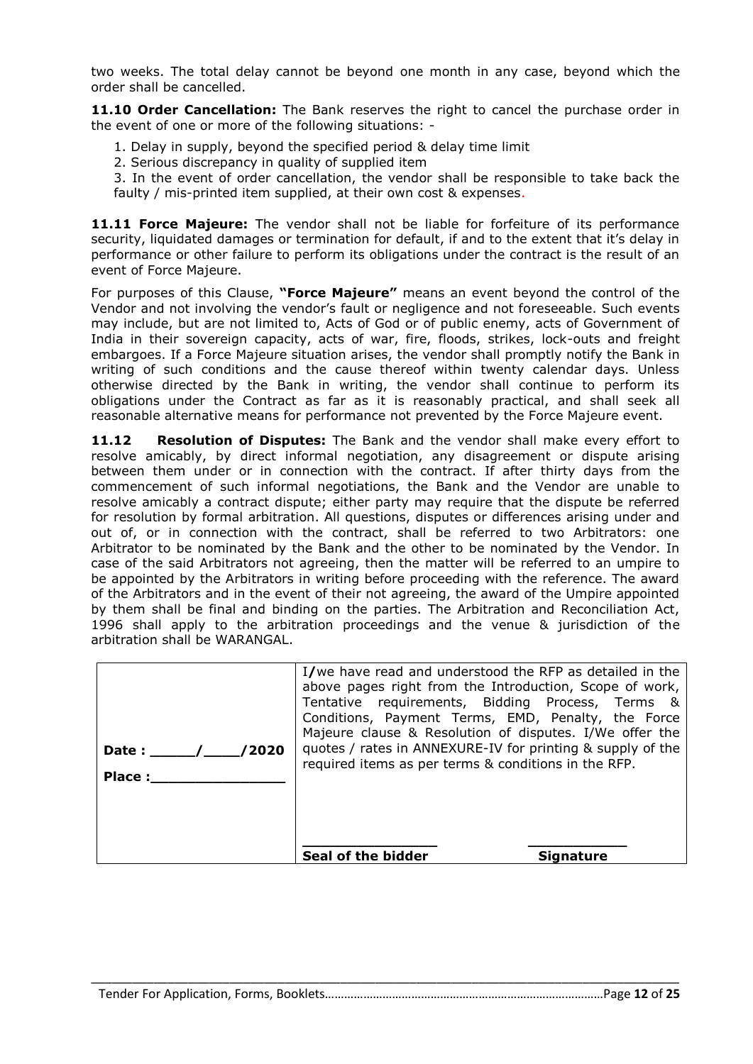two weeks. The total delay cannot be beyond one month in any case, beyond which the order shall be cancelled.

**11.10 Order Cancellation:** The Bank reserves the right to cancel the purchase order in the event of one or more of the following situations: -

1. Delay in supply, beyond the specified period & delay time limit
2. Serious discrepancy in quality of supplied item
3. In the event of order cancellation, the vendor shall be responsible to take back the faulty / mis-printed item supplied, at their own cost & expenses.

**11.11 Force Majeure:** The vendor shall not be liable for forfeiture of its performance security, liquidated damages or termination for default, if and to the extent that it's delay in performance or other failure to perform its obligations under the contract is the result of an event of Force Majeure.

For purposes of this Clause, **"Force Majeure"** means an event beyond the control of the Vendor and not involving the vendor's fault or negligence and not foreseeable. Such events may include, but are not limited to, Acts of God or of public enemy, acts of Government of India in their sovereign capacity, acts of war, fire, floods, strikes, lock-outs and freight embargoes. If a Force Majeure situation arises, the vendor shall promptly notify the Bank in writing of such conditions and the cause thereof within twenty calendar days. Unless otherwise directed by the Bank in writing, the vendor shall continue to perform its obligations under the Contract as far as it is reasonably practical, and shall seek all reasonable alternative means for performance not prevented by the Force Majeure event.

**11.12 Resolution of Disputes:** The Bank and the vendor shall make every effort to resolve amicably, by direct informal negotiation, any disagreement or dispute arising between them under or in connection with the contract. If after thirty days from the commencement of such informal negotiations, the Bank and the Vendor are unable to resolve amicably a contract dispute; either party may require that the dispute be referred for resolution by formal arbitration. All questions, disputes or differences arising under and out of, or in connection with the contract, shall be referred to two Arbitrators: one Arbitrator to be nominated by the Bank and the other to be nominated by the Vendor. In case of the said Arbitrators not agreeing, then the matter will be referred to an umpire to be appointed by the Arbitrators in writing before proceeding with the reference. The award of the Arbitrators and in the event of their not agreeing, the award of the Umpire appointed by them shall be final and binding on the parties. The Arbitration and Reconciliation Act, 1996 shall apply to the arbitration proceedings and the venue & jurisdiction of the arbitration shall be WARANGAL.

| | |
|---|---|
| **Date : \_\_\_\_\_/\_\_\_\_/2020**<br><br>**Place :\_\_\_\_\_\_\_\_\_\_\_\_\_\_\_** | I/we have read and understood the RFP as detailed in the above pages right from the Introduction, Scope of work, Tentative requirements, Bidding Process, Terms & Conditions, Payment Terms, EMD, Penalty, the Force Majeure clause & Resolution of disputes. I/We offer the quotes / rates in ANNEXURE-IV for printing & supply of the required items as per terms & conditions in the RFP.<br><br>\_\_\_\_\_\_\_\_\_\_\_\_\_\_\_\_ \_\_\_\_\_\_\_\_\_\_\_\_<br>**Seal of the bidder** **Signature** |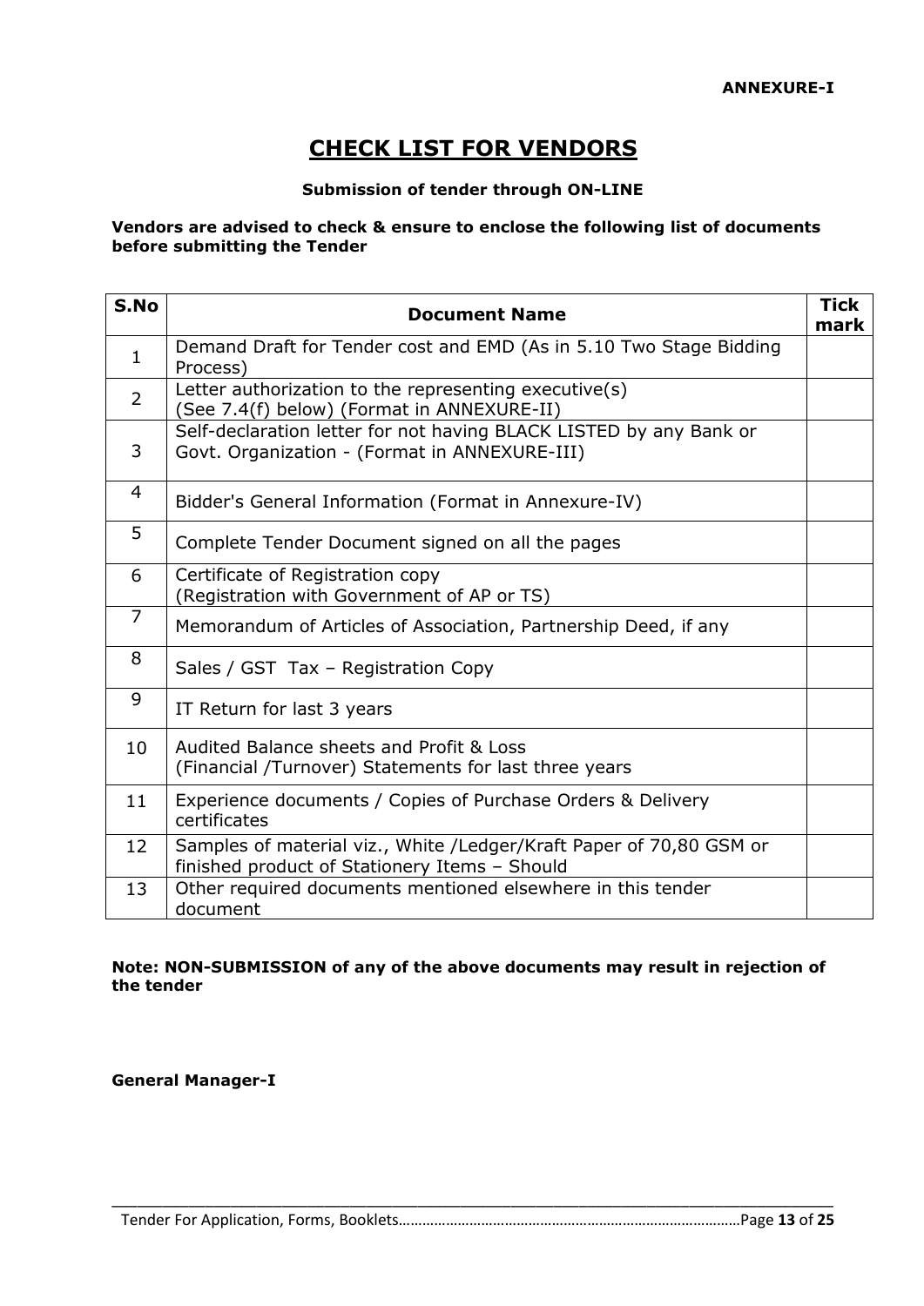**ANNEXURE-I**

# CHECK LIST FOR VENDORS

**Submission of tender through ON-LINE**

**Vendors are advised to check & ensure to enclose the following list of documents before submitting the Tender**

| S.No | Document Name | Tick mark |
|---|---|---|
| 1 | Demand Draft for Tender cost and EMD (As in 5.10 Two Stage Bidding Process) | |
| 2 | Letter authorization to the representing executive(s) (See 7.4(f) below) (Format in ANNEXURE-II) | |
| 3 | Self-declaration letter for not having BLACK LISTED by any Bank or Govt. Organization - (Format in ANNEXURE-III) | |
| 4 | Bidder's General Information (Format in Annexure-IV) | |
| 5 | Complete Tender Document signed on all the pages | |
| 6 | Certificate of Registration copy (Registration with Government of AP or TS) | |
| 7 | Memorandum of Articles of Association, Partnership Deed, if any | |
| 8 | Sales / GST Tax – Registration Copy | |
| 9 | IT Return for last 3 years | |
| 10 | Audited Balance sheets and Profit & Loss (Financial /Turnover) Statements for last three years | |
| 11 | Experience documents / Copies of Purchase Orders & Delivery certificates | |
| 12 | Samples of material viz., White /Ledger/Kraft Paper of 70,80 GSM or finished product of Stationery Items – Should | |
| 13 | Other required documents mentioned elsewhere in this tender document | |

**Note: NON-SUBMISSION of any of the above documents may result in rejection of the tender**

**General Manager-I**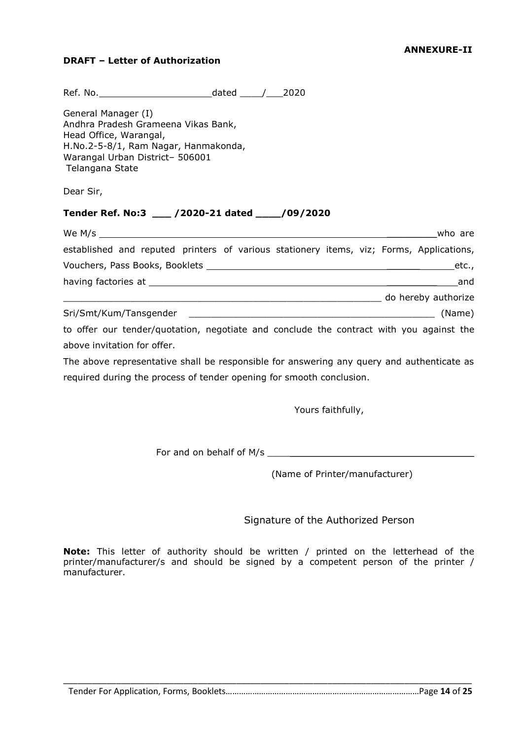**ANNEXURE-II**

**DRAFT – Letter of Authorization**

Ref. No.____________________dated ____/___2020

General Manager (I)
Andhra Pradesh Grameena Vikas Bank,
Head Office, Warangal,
H.No.2-5-8/1, Ram Nagar, Hanmakonda,
Warangal Urban District– 506001
Telangana State

Dear Sir,

**Tender Ref. No:3 ___ /2020-21 dated ____/09/2020**

We M/s ____________________________________________________________who are established and reputed printers of various stationery items, viz; Forms, Applications, Vouchers, Pass Books, Booklets ______________________________________________etc., having factories at ___________________________________________________________and ____________________________________________________________ do hereby authorize Sri/Smt/Kum/Tansgender ______________________________________________ (Name) to offer our tender/quotation, negotiate and conclude the contract with you against the above invitation for offer.

The above representative shall be responsible for answering any query and authenticate as required during the process of tender opening for smooth conclusion.

Yours faithfully,

For and on behalf of M/s ____________________________________

(Name of Printer/manufacturer)

Signature of the Authorized Person

**Note:** This letter of authority should be written / printed on the letterhead of the printer/manufacturer/s and should be signed by a competent person of the printer / manufacturer.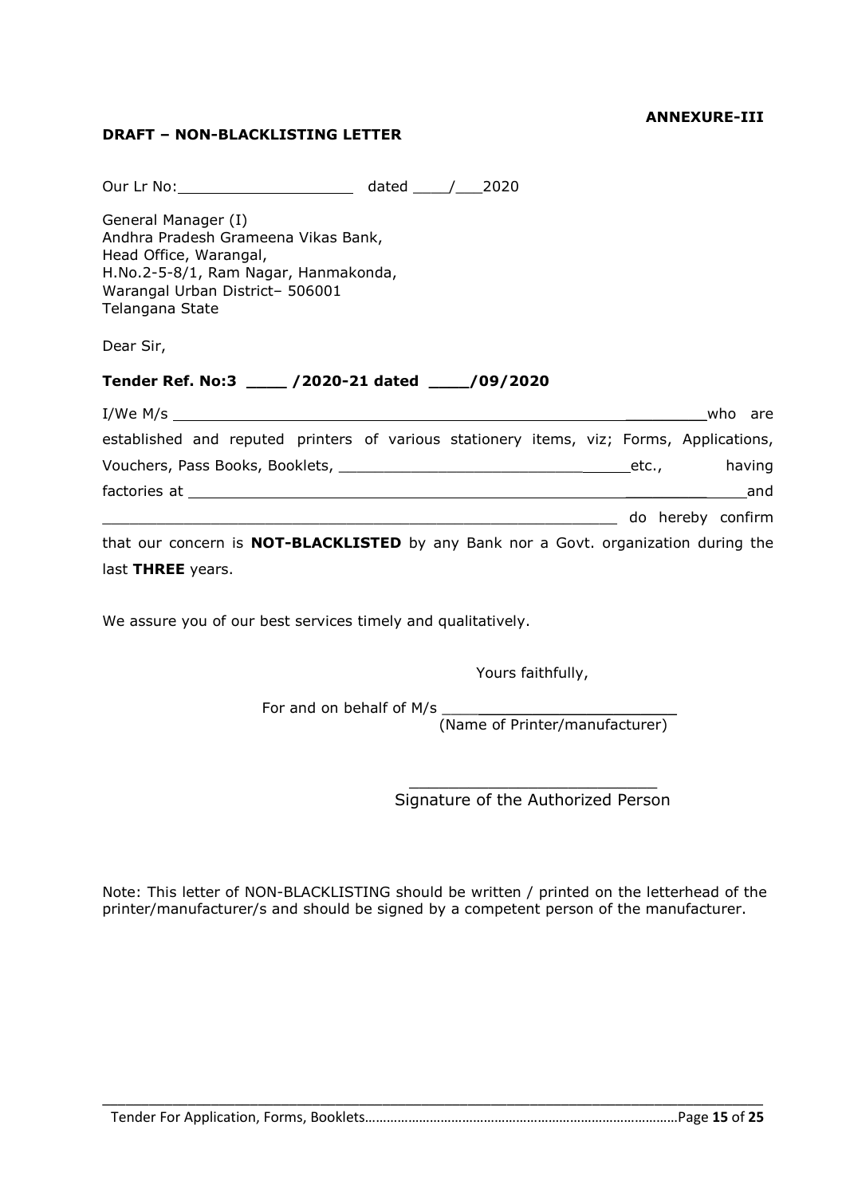**ANNEXURE-III**

**DRAFT – NON-BLACKLISTING LETTER**

Our Lr No:____________________ dated ____/___2020

General Manager (I)
Andhra Pradesh Grameena Vikas Bank,
Head Office, Warangal,
H.No.2-5-8/1, Ram Nagar, Hanmakonda,
Warangal Urban District– 506001
Telangana State

Dear Sir,

**Tender Ref. No:3 ____ /2020-21 dated ____/09/2020**

I/We M/s ______________________________________________________who are established and reputed printers of various stationery items, viz; Forms, Applications, Vouchers, Pass Books, Booklets, ________________________________etc., having factories at __________________________________________________________and __________________________________________________________ do hereby confirm that our concern is **NOT-BLACKLISTED** by any Bank nor a Govt. organization during the last **THREE** years.

We assure you of our best services timely and qualitatively.

Yours faithfully,

For and on behalf of M/s _________________________
(Name of Printer/manufacturer)

_________________________
Signature of the Authorized Person

Note: This letter of NON-BLACKLISTING should be written / printed on the letterhead of the printer/manufacturer/s and should be signed by a competent person of the manufacturer.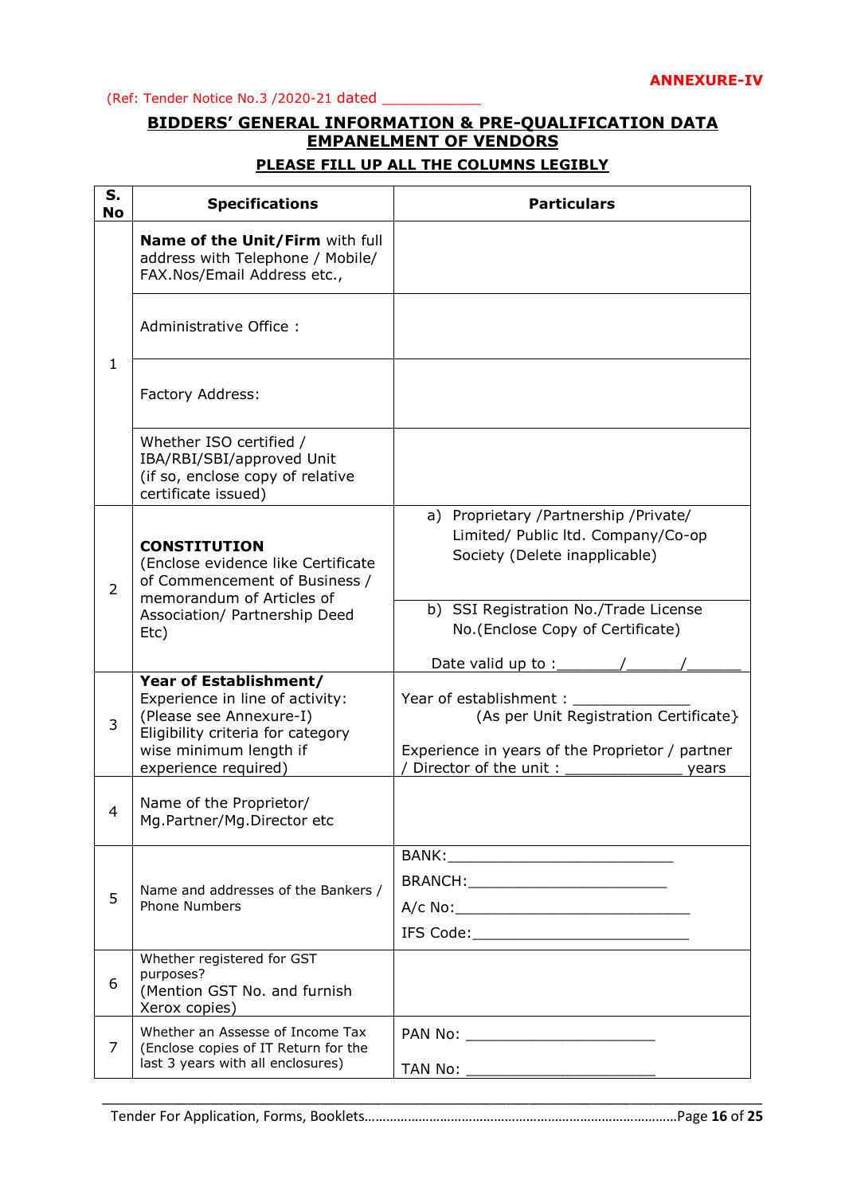**ANNEXURE-IV**

(Ref: Tender Notice No.3 /2020-21 dated ____________

## BIDDERS' GENERAL INFORMATION & PRE-QUALIFICATION DATA EMPANELMENT OF VENDORS

### PLEASE FILL UP ALL THE COLUMNS LEGIBLY

| S. No | Specifications | Particulars |
|---|---|---|
| 1 | **Name of the Unit/Firm** with full address with Telephone / Mobile/ FAX.Nos/Email Address etc., | |
| | Administrative Office : | |
| | Factory Address: | |
| | Whether ISO certified / IBA/RBI/SBI/approved Unit (if so, enclose copy of relative certificate issued) | |
| 2 | **CONSTITUTION** (Enclose evidence like Certificate of Commencement of Business / memorandum of Articles of Association/ Partnership Deed Etc) | a) Proprietary /Partnership /Private/ Limited/ Public ltd. Company/Co-op Society (Delete inapplicable) |
| | | b) SSI Registration No./Trade License No.(Enclose Copy of Certificate)<br><br>Date valid up to :_______/______/______ |
| 3 | **Year of Establishment/** Experience in line of activity: (Please see Annexure-I) Eligibility criteria for category wise minimum length if experience required) | Year of establishment : _____________ (As per Unit Registration Certificate}<br><br>Experience in years of the Proprietor / partner / Director of the unit : _____________ years |
| 4 | Name of the Proprietor/ Mg.Partner/Mg.Director etc | |
| 5 | Name and addresses of the Bankers / Phone Numbers | BANK:__________________________<br>BRANCH:_______________________<br>A/c No:___________________________<br>IFS Code:_________________________ |
| 6 | Whether registered for GST purposes? (Mention GST No. and furnish Xerox copies) | |
| 7 | Whether an Assesse of Income Tax (Enclose copies of IT Return for the last 3 years with all enclosures) | PAN No: ______________________<br><br>TAN No: ______________________ |

Tender For Application, Forms, Booklets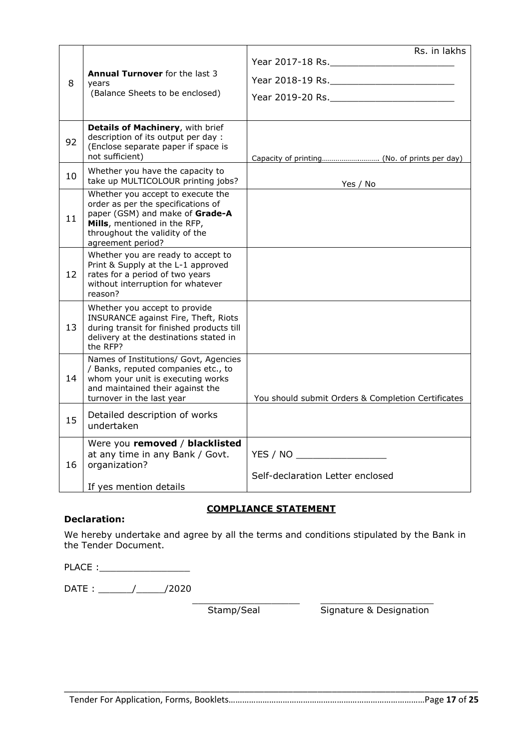| | | |
|---|---|---|
| 8 | **Annual Turnover** for the last 3 years (Balance Sheets to be enclosed) | Rs. in lakhs<br>Year 2017-18 Rs.______________________<br>Year 2018-19 Rs.______________________<br>Year 2019-20 Rs.______________________ |
| 92 | **Details of Machinery**, with brief description of its output per day : (Enclose separate paper if space is not sufficient) | Capacity of printing………………………. (No. of prints per day) |
| 10 | Whether you have the capacity to take up MULTICOLOUR printing jobs? | Yes / No |
| 11 | Whether you accept to execute the order as per the specifications of paper (GSM) and make of **Grade-A Mills**, mentioned in the RFP, throughout the validity of the agreement period? | |
| 12 | Whether you are ready to accept to Print & Supply at the L-1 approved rates for a period of two years without interruption for whatever reason? | |
| 13 | Whether you accept to provide INSURANCE against Fire, Theft, Riots during transit for finished products till delivery at the destinations stated in the RFP? | |
| 14 | Names of Institutions/ Govt, Agencies / Banks, reputed companies etc., to whom your unit is executing works and maintained their against the turnover in the last year | You should submit Orders & Completion Certificates |
| 15 | Detailed description of works undertaken | |
| 16 | Were you **removed** / **blacklisted** at any time in any Bank / Govt. organization?<br><br>If yes mention details | YES / NO ________________<br><br>Self-declaration Letter enclosed |

**COMPLIANCE STATEMENT**

**Declaration:**

We hereby undertake and agree by all the terms and conditions stipulated by the Bank in the Tender Document.

PLACE :________________

DATE : ______/_____/2020

Stamp/Seal                    Signature & Designation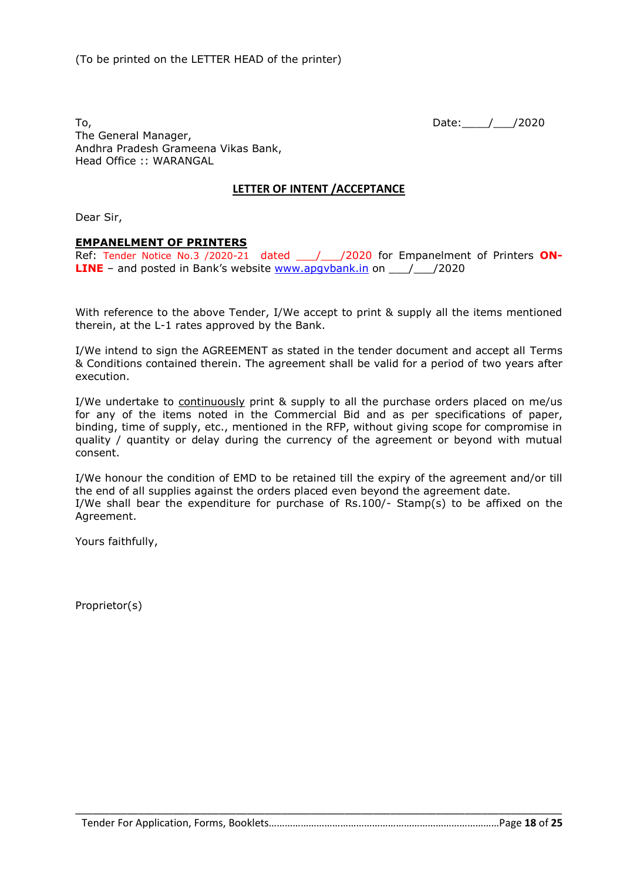(To be printed on the LETTER HEAD of the printer)

To,
The General Manager,
Andhra Pradesh Grameena Vikas Bank,
Head Office :: WARANGAL

Date:____/___/2020

## LETTER OF INTENT /ACCEPTANCE

Dear Sir,

**EMPANELMENT OF PRINTERS**

Ref: Tender Notice No.3 /2020-21 dated ___/___/2020 for Empanelment of Printers **ON-LINE** – and posted in Bank's website www.apgvbank.in on ___/___/2020

With reference to the above Tender, I/We accept to print & supply all the items mentioned therein, at the L-1 rates approved by the Bank.

I/We intend to sign the AGREEMENT as stated in the tender document and accept all Terms & Conditions contained therein. The agreement shall be valid for a period of two years after execution.

I/We undertake to continuously print & supply to all the purchase orders placed on me/us for any of the items noted in the Commercial Bid and as per specifications of paper, binding, time of supply, etc., mentioned in the RFP, without giving scope for compromise in quality / quantity or delay during the currency of the agreement or beyond with mutual consent.

I/We honour the condition of EMD to be retained till the expiry of the agreement and/or till the end of all supplies against the orders placed even beyond the agreement date.
I/We shall bear the expenditure for purchase of Rs.100/- Stamp(s) to be affixed on the Agreement.

Yours faithfully,

Proprietor(s)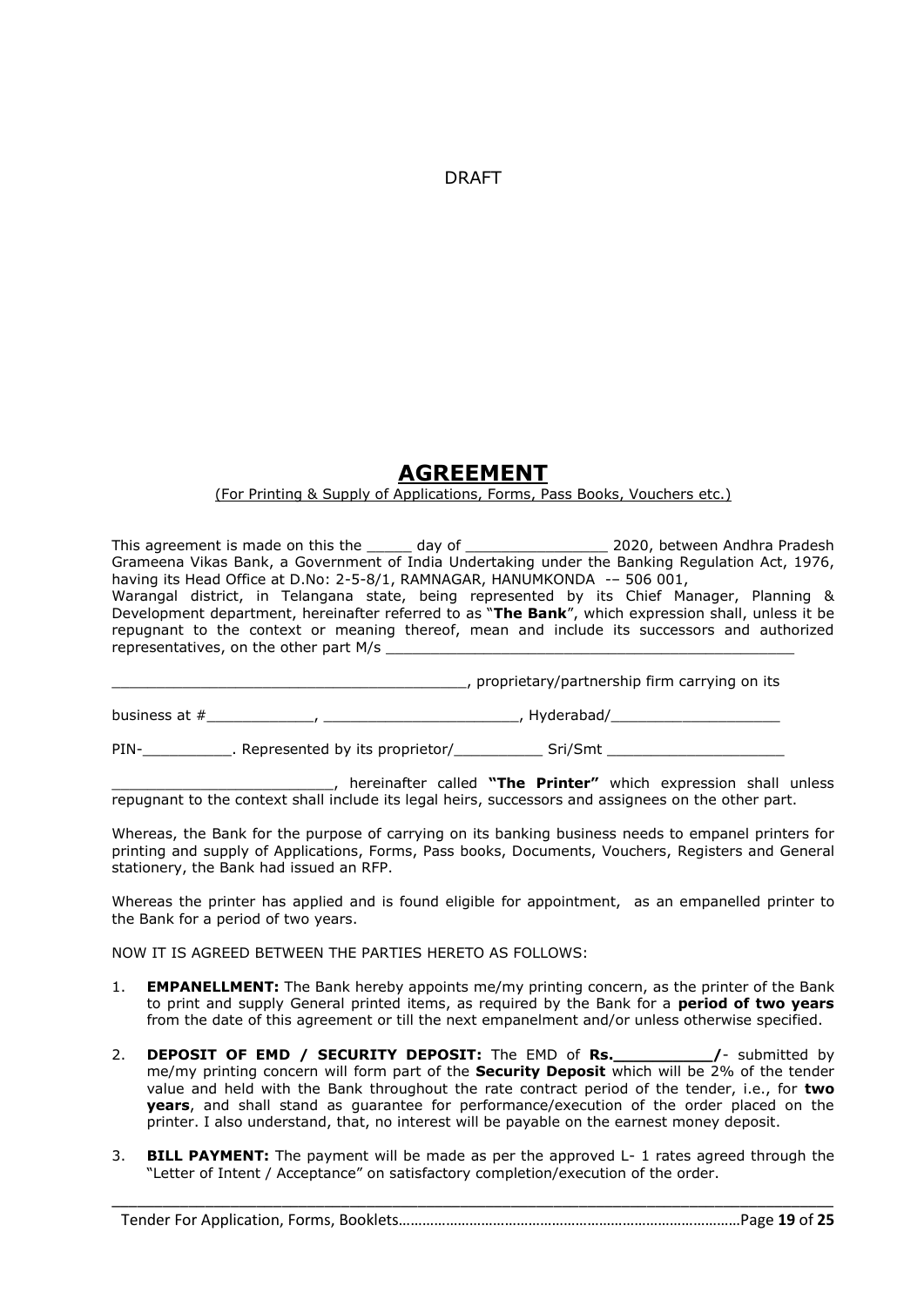DRAFT

# AGREEMENT

(For Printing & Supply of Applications, Forms, Pass Books, Vouchers etc.)

This agreement is made on this the _____ day of ________________ 2020, between Andhra Pradesh Grameena Vikas Bank, a Government of India Undertaking under the Banking Regulation Act, 1976, having its Head Office at D.No: 2-5-8/1, RAMNAGAR, HANUMKONDA -– 506 001, Warangal district, in Telangana state, being represented by its Chief Manager, Planning & Development department, hereinafter referred to as "**The Bank**", which expression shall, unless it be repugnant to the context or meaning thereof, mean and include its successors and authorized representatives, on the other part M/s ______________________________________________

_______________________________________, proprietary/partnership firm carrying on its

business at #____________, ______________________, Hyderabad/___________________

PIN-__________. Represented by its proprietor/__________ Sri/Smt ____________________

_________________________, hereinafter called **"The Printer"** which expression shall unless repugnant to the context shall include its legal heirs, successors and assignees on the other part.

Whereas, the Bank for the purpose of carrying on its banking business needs to empanel printers for printing and supply of Applications, Forms, Pass books, Documents, Vouchers, Registers and General stationery, the Bank had issued an RFP.

Whereas the printer has applied and is found eligible for appointment, as an empanelled printer to the Bank for a period of two years.

NOW IT IS AGREED BETWEEN THE PARTIES HERETO AS FOLLOWS:

1. **EMPANELLMENT:** The Bank hereby appoints me/my printing concern, as the printer of the Bank to print and supply General printed items, as required by the Bank for a **period of two years** from the date of this agreement or till the next empanelment and/or unless otherwise specified.

2. **DEPOSIT OF EMD / SECURITY DEPOSIT:** The EMD of **Rs.__________/**- submitted by me/my printing concern will form part of the **Security Deposit** which will be 2% of the tender value and held with the Bank throughout the rate contract period of the tender, i.e., for **two years**, and shall stand as guarantee for performance/execution of the order placed on the printer. I also understand, that, no interest will be payable on the earnest money deposit.

3. **BILL PAYMENT:** The payment will be made as per the approved L- 1 rates agreed through the "Letter of Intent / Acceptance" on satisfactory completion/execution of the order.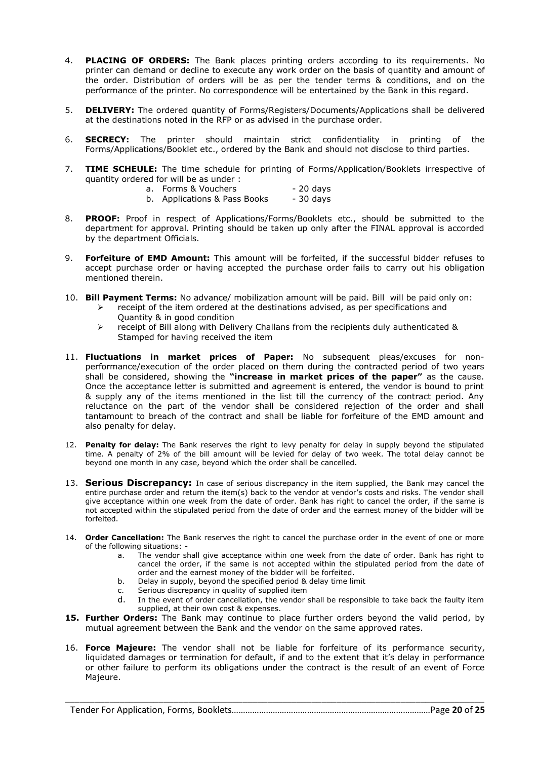4. **PLACING OF ORDERS:** The Bank places printing orders according to its requirements. No printer can demand or decline to execute any work order on the basis of quantity and amount of the order. Distribution of orders will be as per the tender terms & conditions, and on the performance of the printer. No correspondence will be entertained by the Bank in this regard.

5. **DELIVERY:** The ordered quantity of Forms/Registers/Documents/Applications shall be delivered at the destinations noted in the RFP or as advised in the purchase order.

6. **SECRECY:** The printer should maintain strict confidentiality in printing of the Forms/Applications/Booklet etc., ordered by the Bank and should not disclose to third parties.

7. **TIME SCHEULE:** The time schedule for printing of Forms/Application/Booklets irrespective of quantity ordered for will be as under :
   a. Forms & Vouchers - 20 days
   b. Applications & Pass Books - 30 days

8. **PROOF:** Proof in respect of Applications/Forms/Booklets etc., should be submitted to the department for approval. Printing should be taken up only after the FINAL approval is accorded by the department Officials.

9. **Forfeiture of EMD Amount:** This amount will be forfeited, if the successful bidder refuses to accept purchase order or having accepted the purchase order fails to carry out his obligation mentioned therein.

10. **Bill Payment Terms:** No advance/ mobilization amount will be paid. Bill will be paid only on:
    - receipt of the item ordered at the destinations advised, as per specifications and Quantity & in good condition
    - receipt of Bill along with Delivery Challans from the recipients duly authenticated & Stamped for having received the item

11. **Fluctuations in market prices of Paper:** No subsequent pleas/excuses for non-performance/execution of the order placed on them during the contracted period of two years shall be considered, showing the **"increase in market prices of the paper"** as the cause. Once the acceptance letter is submitted and agreement is entered, the vendor is bound to print & supply any of the items mentioned in the list till the currency of the contract period. Any reluctance on the part of the vendor shall be considered rejection of the order and shall tantamount to breach of the contract and shall be liable for forfeiture of the EMD amount and also penalty for delay.

12. **Penalty for delay:** The Bank reserves the right to levy penalty for delay in supply beyond the stipulated time. A penalty of 2% of the bill amount will be levied for delay of two week. The total delay cannot be beyond one month in any case, beyond which the order shall be cancelled.

13. **Serious Discrepancy:** In case of serious discrepancy in the item supplied, the Bank may cancel the entire purchase order and return the item(s) back to the vendor at vendor's costs and risks. The vendor shall give acceptance within one week from the date of order. Bank has right to cancel the order, if the same is not accepted within the stipulated period from the date of order and the earnest money of the bidder will be forfeited.

14. **Order Cancellation:** The Bank reserves the right to cancel the purchase order in the event of one or more of the following situations: -
    a. The vendor shall give acceptance within one week from the date of order. Bank has right to cancel the order, if the same is not accepted within the stipulated period from the date of order and the earnest money of the bidder will be forfeited.
    b. Delay in supply, beyond the specified period & delay time limit
    c. Serious discrepancy in quality of supplied item
    d. In the event of order cancellation, the vendor shall be responsible to take back the faulty item supplied, at their own cost & expenses.

15. **Further Orders:** The Bank may continue to place further orders beyond the valid period, by mutual agreement between the Bank and the vendor on the same approved rates.

16. **Force Majeure:** The vendor shall not be liable for forfeiture of its performance security, liquidated damages or termination for default, if and to the extent that it's delay in performance or other failure to perform its obligations under the contract is the result of an event of Force Majeure.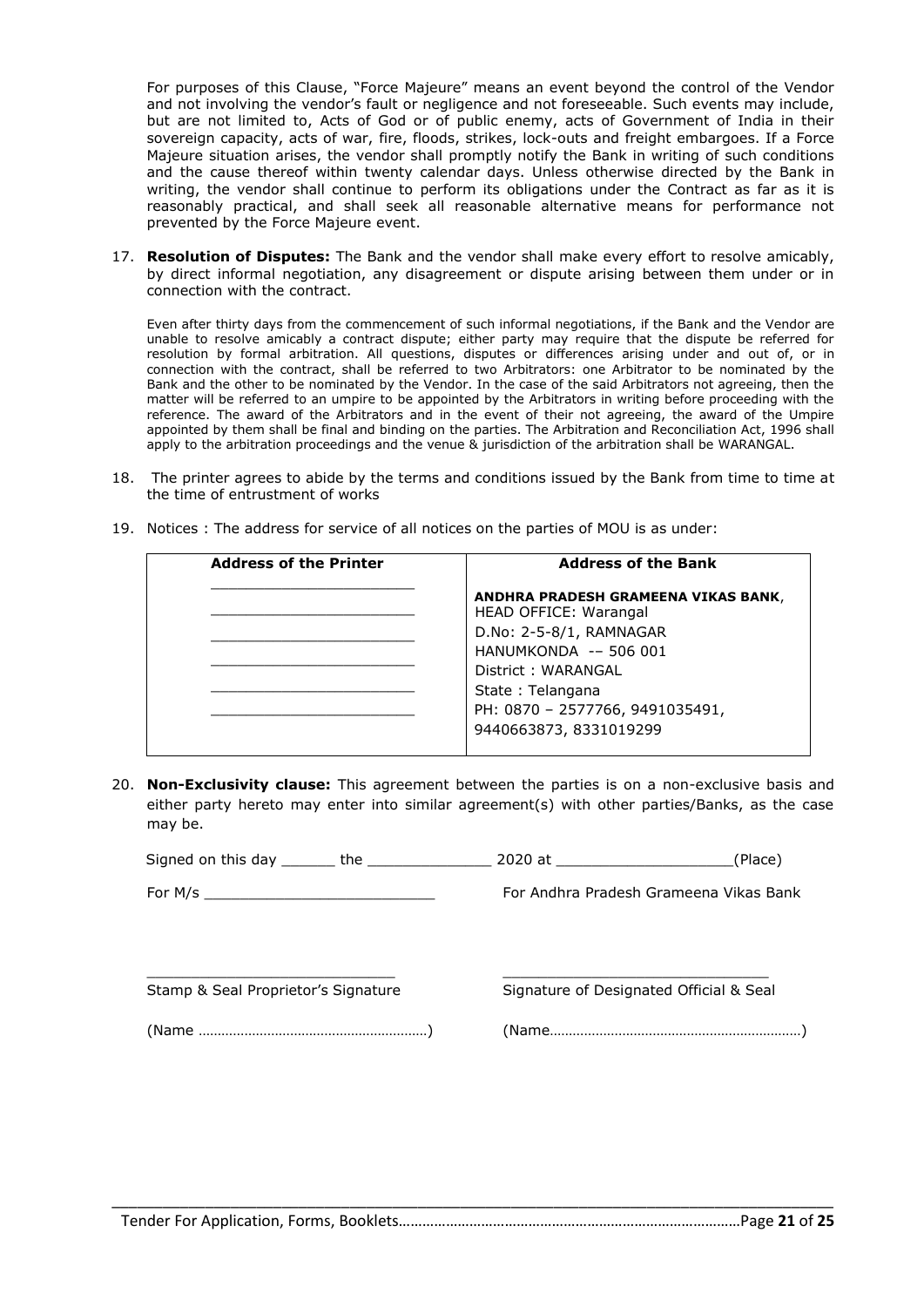For purposes of this Clause, "Force Majeure" means an event beyond the control of the Vendor and not involving the vendor's fault or negligence and not foreseeable. Such events may include, but are not limited to, Acts of God or of public enemy, acts of Government of India in their sovereign capacity, acts of war, fire, floods, strikes, lock-outs and freight embargoes. If a Force Majeure situation arises, the vendor shall promptly notify the Bank in writing of such conditions and the cause thereof within twenty calendar days. Unless otherwise directed by the Bank in writing, the vendor shall continue to perform its obligations under the Contract as far as it is reasonably practical, and shall seek all reasonable alternative means for performance not prevented by the Force Majeure event.

17. **Resolution of Disputes:** The Bank and the vendor shall make every effort to resolve amicably, by direct informal negotiation, any disagreement or dispute arising between them under or in connection with the contract.

    Even after thirty days from the commencement of such informal negotiations, if the Bank and the Vendor are unable to resolve amicably a contract dispute; either party may require that the dispute be referred for resolution by formal arbitration. All questions, disputes or differences arising under and out of, or in connection with the contract, shall be referred to two Arbitrators: one Arbitrator to be nominated by the Bank and the other to be nominated by the Vendor. In the case of the said Arbitrators not agreeing, then the matter will be referred to an umpire to be appointed by the Arbitrators in writing before proceeding with the reference. The award of the Arbitrators and in the event of their not agreeing, the award of the Umpire appointed by them shall be final and binding on the parties. The Arbitration and Reconciliation Act, 1996 shall apply to the arbitration proceedings and the venue & jurisdiction of the arbitration shall be WARANGAL.

18. The printer agrees to abide by the terms and conditions issued by the Bank from time to time at the time of entrustment of works

19. Notices : The address for service of all notices on the parties of MOU is as under:

| Address of the Printer | Address of the Bank |
|---|---|
| ______________________<br>______________________<br>______________________<br>______________________<br>______________________<br>______________________ | **ANDHRA PRADESH GRAMEENA VIKAS BANK**,<br>HEAD OFFICE: Warangal<br>D.No: 2-5-8/1, RAMNAGAR<br>HANUMKONDA -– 506 001<br>District : WARANGAL<br>State : Telangana<br>PH: 0870 – 2577766, 9491035491,<br>9440663873, 8331019299 |

20. **Non-Exclusivity clause:** This agreement between the parties is on a non-exclusive basis and either party hereto may enter into similar agreement(s) with other parties/Banks, as the case may be.

Signed on this day ______ the ______________ 2020 at ____________________(Place)

For M/s __________________________ For Andhra Pradesh Grameena Vikas Bank

____________________________ ______________________________

Stamp & Seal Proprietor's Signature Signature of Designated Official & Seal

(Name ……………………………………………………) (Name…………………………………………………………)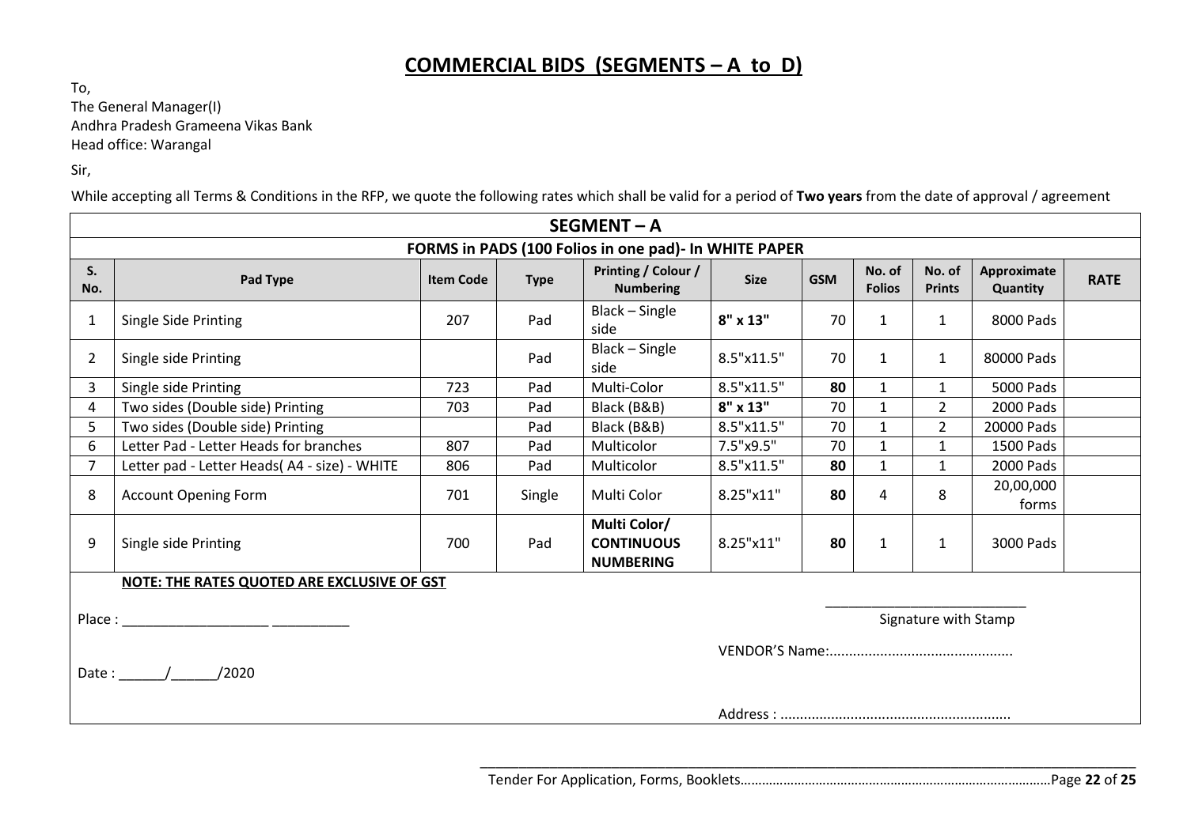# COMMERCIAL BIDS (SEGMENTS – A to D)

To,
The General Manager(I)
Andhra Pradesh Grameena Vikas Bank
Head office: Warangal

Sir,

While accepting all Terms & Conditions in the RFP, we quote the following rates which shall be valid for a period of **Two years** from the date of approval / agreement

| **SEGMENT – A** | | | | | | | | | | |
|---|---|---|---|---|---|---|---|---|---|---|
| **FORMS in PADS (100 Folios in one pad)- In WHITE PAPER** | | | | | | | | | | |
| **S. No.** | **Pad Type** | **Item Code** | **Type** | **Printing / Colour / Numbering** | **Size** | **GSM** | **No. of Folios** | **No. of Prints** | **Approximate Quantity** | **RATE** |
| 1 | Single Side Printing | 207 | Pad | Black – Single side | **8" x 13"** | 70 | 1 | 1 | 8000 Pads | |
| 2 | Single side Printing | | Pad | Black – Single side | 8.5"x11.5" | 70 | 1 | 1 | 80000 Pads | |
| 3 | Single side Printing | 723 | Pad | Multi-Color | 8.5"x11.5" | **80** | 1 | 1 | 5000 Pads | |
| 4 | Two sides (Double side) Printing | 703 | Pad | Black (B&B) | **8" x 13"** | 70 | 1 | 2 | 2000 Pads | |
| 5 | Two sides (Double side) Printing | | Pad | Black (B&B) | 8.5"x11.5" | 70 | 1 | 2 | 20000 Pads | |
| 6 | Letter Pad - Letter Heads for branches | 807 | Pad | Multicolor | 7.5"x9.5" | 70 | 1 | 1 | 1500 Pads | |
| 7 | Letter pad - Letter Heads( A4 - size) - WHITE | 806 | Pad | Multicolor | 8.5"x11.5" | **80** | 1 | 1 | 2000 Pads | |
| 8 | Account Opening Form | 701 | Single | Multi Color | 8.25"x11" | **80** | 4 | 8 | 20,00,000 forms | |
| 9 | Single side Printing | 700 | Pad | **Multi Color/ CONTINUOUS NUMBERING** | 8.25"x11" | **80** | 1 | 1 | 3000 Pads | |

**NOTE: THE RATES QUOTED ARE EXCLUSIVE OF GST**

Place : ___________________ __________

Date : ______/______/2020

__________________________
Signature with Stamp

VENDOR'S Name:...............................................

Address : ...........................................................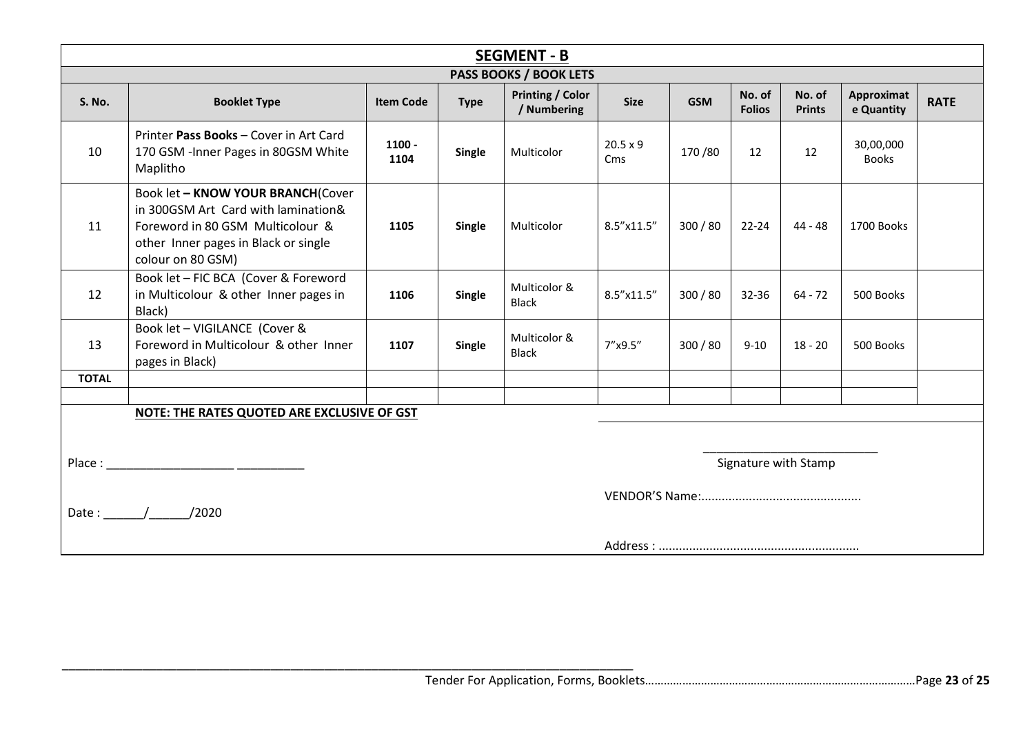## SEGMENT - B

### PASS BOOKS / BOOK LETS

| S. No. | Booklet Type | Item Code | Type | Printing / Color / Numbering | Size | GSM | No. of Folios | No. of Prints | Approximate Quantity | RATE |
|---|---|---|---|---|---|---|---|---|---|---|
| 10 | Printer **Pass Books** – Cover in Art Card 170 GSM -Inner Pages in 80GSM White Maplitho | **1100 - 1104** | **Single** | Multicolor | 20.5 x 9 Cms | 170 /80 | 12 | 12 | 30,00,000 Books | |
| 11 | Book let **– KNOW YOUR BRANCH**(Cover in 300GSM Art Card with lamination& Foreword in 80 GSM Multicolour & other Inner pages in Black or single colour on 80 GSM) | **1105** | **Single** | Multicolor | 8.5"x11.5" | 300 / 80 | 22-24 | 44 - 48 | 1700 Books | |
| 12 | Book let – FIC BCA (Cover & Foreword in Multicolour & other Inner pages in Black) | **1106** | **Single** | Multicolor & Black | 8.5"x11.5" | 300 / 80 | 32-36 | 64 - 72 | 500 Books | |
| 13 | Book let – VIGILANCE (Cover & Foreword in Multicolour & other Inner pages in Black) | **1107** | **Single** | Multicolor & Black | 7"x9.5" | 300 / 80 | 9-10 | 18 - 20 | 500 Books | |
| **TOTAL** | | | | | | | | | | |
| | | | | | | | | | | |

**NOTE: THE RATES QUOTED ARE EXCLUSIVE OF GST**

Place : ___________________ __________

Date : ______/______/2020

__________________________

Signature with Stamp

VENDOR'S Name:...............................................

Address : ...........................................................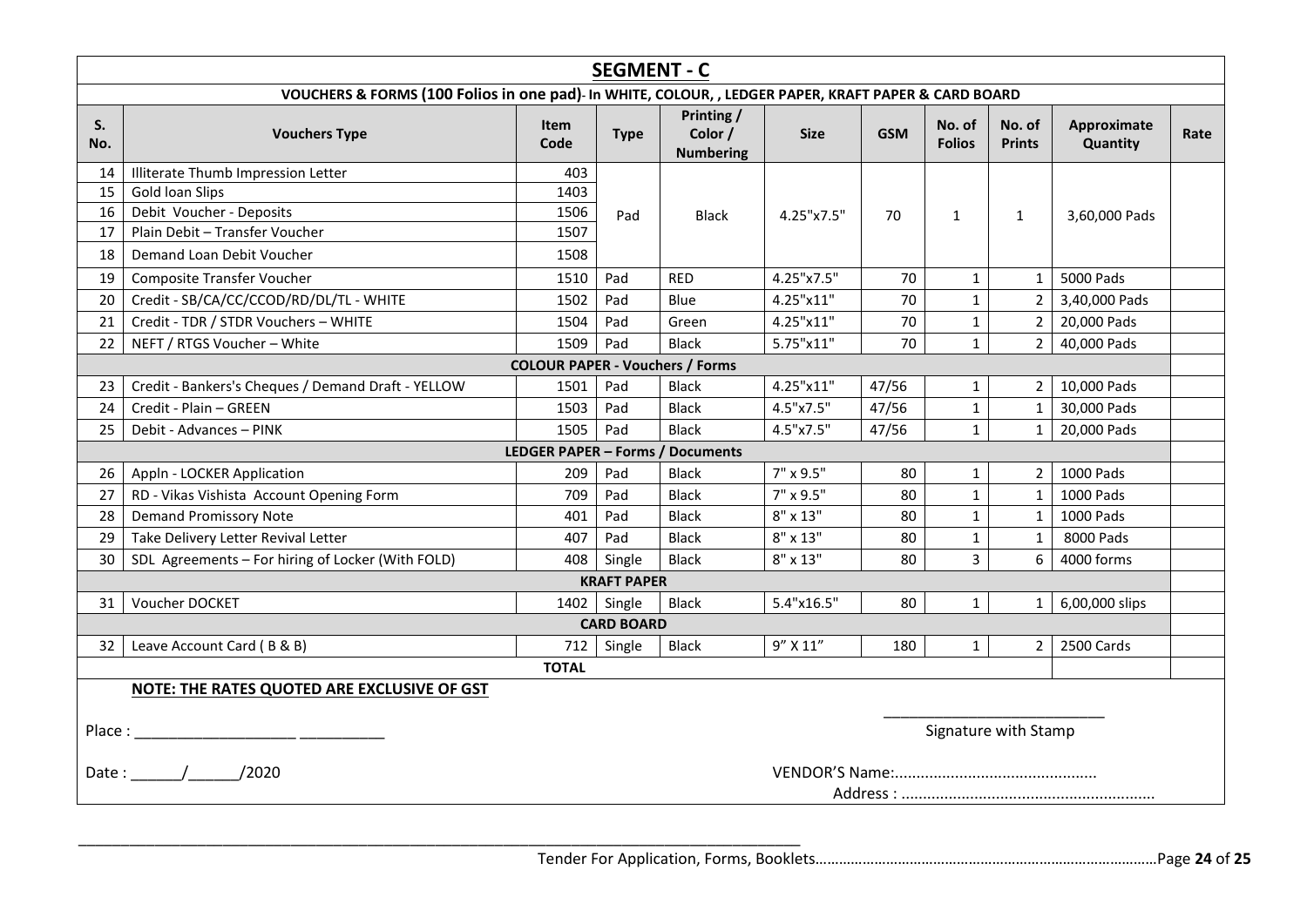## SEGMENT - C

**VOUCHERS & FORMS (100 Folios in one pad)- In WHITE, COLOUR, , LEDGER PAPER, KRAFT PAPER & CARD BOARD**

| S. No. | Vouchers Type | Item Code | Type | Printing / Color / Numbering | Size | GSM | No. of Folios | No. of Prints | Approximate Quantity | Rate |
|---|---|---|---|---|---|---|---|---|---|---|
| 14 | Illiterate Thumb Impression Letter | 403 | Pad | Black | 4.25"x7.5" | 70 | 1 | 1 | 3,60,000 Pads | |
| 15 | Gold loan Slips | 1403 | | | | | | | | |
| 16 | Debit Voucher - Deposits | 1506 | | | | | | | | |
| 17 | Plain Debit – Transfer Voucher | 1507 | | | | | | | | |
| 18 | Demand Loan Debit Voucher | 1508 | | | | | | | | |
| 19 | Composite Transfer Voucher | 1510 | Pad | RED | 4.25"x7.5" | 70 | 1 | 1 | 5000 Pads | |
| 20 | Credit - SB/CA/CC/CCOD/RD/DL/TL - WHITE | 1502 | Pad | Blue | 4.25"x11" | 70 | 1 | 2 | 3,40,000 Pads | |
| 21 | Credit - TDR / STDR Vouchers – WHITE | 1504 | Pad | Green | 4.25"x11" | 70 | 1 | 2 | 20,000 Pads | |
| 22 | NEFT / RTGS Voucher – White | 1509 | Pad | Black | 5.75"x11" | 70 | 1 | 2 | 40,000 Pads | |
| | **COLOUR PAPER - Vouchers / Forms** | | | | | | | | | |
| 23 | Credit - Bankers's Cheques / Demand Draft - YELLOW | 1501 | Pad | Black | 4.25"x11" | 47/56 | 1 | 2 | 10,000 Pads | |
| 24 | Credit - Plain – GREEN | 1503 | Pad | Black | 4.5"x7.5" | 47/56 | 1 | 1 | 30,000 Pads | |
| 25 | Debit - Advances – PINK | 1505 | Pad | Black | 4.5"x7.5" | 47/56 | 1 | 1 | 20,000 Pads | |
| | **LEDGER PAPER – Forms / Documents** | | | | | | | | | |
| 26 | Appln - LOCKER Application | 209 | Pad | Black | 7" x 9.5" | 80 | 1 | 2 | 1000 Pads | |
| 27 | RD - Vikas Vishista Account Opening Form | 709 | Pad | Black | 7" x 9.5" | 80 | 1 | 1 | 1000 Pads | |
| 28 | Demand Promissory Note | 401 | Pad | Black | 8" x 13" | 80 | 1 | 1 | 1000 Pads | |
| 29 | Take Delivery Letter Revival Letter | 407 | Pad | Black | 8" x 13" | 80 | 1 | 1 | 8000 Pads | |
| 30 | SDL Agreements – For hiring of Locker (With FOLD) | 408 | Single | Black | 8" x 13" | 80 | 3 | 6 | 4000 forms | |
| | **KRAFT PAPER** | | | | | | | | | |
| 31 | Voucher DOCKET | 1402 | Single | Black | 5.4"x16.5" | 80 | 1 | 1 | 6,00,000 slips | |
| | **CARD BOARD** | | | | | | | | | |
| 32 | Leave Account Card ( B & B) | 712 | Single | Black | 9" X 11" | 180 | 1 | 2 | 2500 Cards | |
| | **TOTAL** | | | | | | | | | |

**NOTE: THE RATES QUOTED ARE EXCLUSIVE OF GST**

Place : ___________________ __________

Signature with Stamp

Date : ______/______/2020

VENDOR'S Name:...............................................

Address : ...........................................................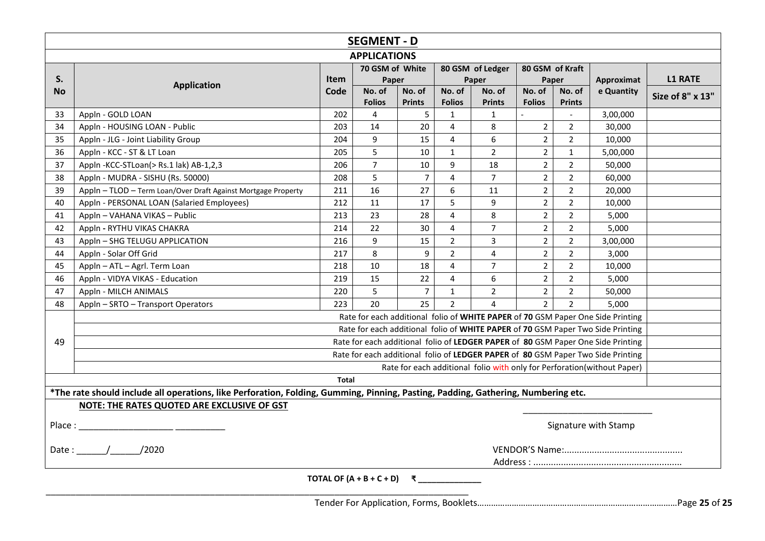## SEGMENT - D

### APPLICATIONS

| S. No | Application | Item Code | 70 GSM of White Paper | | 80 GSM of Ledger Paper | | 80 GSM of Kraft Paper | | Approximate Quantity | L1 RATE |
|---|---|---|---|---|---|---|---|---|---|---|
| | | | No. of Folios | No. of Prints | No. of Folios | No. of Prints | No. of Folios | No. of Prints | | Size of 8" x 13" |
| 33 | Appln - GOLD LOAN | 202 | 4 | 5 | 1 | 1 | - | - | 3,00,000 | |
| 34 | Appln - HOUSING LOAN - Public | 203 | 14 | 20 | 4 | 8 | 2 | 2 | 30,000 | |
| 35 | Appln - JLG - Joint Liability Group | 204 | 9 | 15 | 4 | 6 | 2 | 2 | 10,000 | |
| 36 | Appln - KCC - ST & LT Loan | 205 | 5 | 10 | 1 | 2 | 2 | 1 | 5,00,000 | |
| 37 | Appln -KCC-STLoan(> Rs.1 lak) AB-1,2,3 | 206 | 7 | 10 | 9 | 18 | 2 | 2 | 50,000 | |
| 38 | Appln - MUDRA - SISHU (Rs. 50000) | 208 | 5 | 7 | 4 | 7 | 2 | 2 | 60,000 | |
| 39 | Appln – TLOD – Term Loan/Over Draft Against Mortgage Property | 211 | 16 | 27 | 6 | 11 | 2 | 2 | 20,000 | |
| 40 | Appln - PERSONAL LOAN (Salaried Employees) | 212 | 11 | 17 | 5 | 9 | 2 | 2 | 10,000 | |
| 41 | Appln – VAHANA VIKAS – Public | 213 | 23 | 28 | 4 | 8 | 2 | 2 | 5,000 | |
| 42 | Appln - RYTHU VIKAS CHAKRA | 214 | 22 | 30 | 4 | 7 | 2 | 2 | 5,000 | |
| 43 | Appln – SHG TELUGU APPLICATION | 216 | 9 | 15 | 2 | 3 | 2 | 2 | 3,00,000 | |
| 44 | Appln - Solar Off Grid | 217 | 8 | 9 | 2 | 4 | 2 | 2 | 3,000 | |
| 45 | Appln – ATL – Agrl. Term Loan | 218 | 10 | 18 | 4 | 7 | 2 | 2 | 10,000 | |
| 46 | Appln - VIDYA VIKAS - Education | 219 | 15 | 22 | 4 | 6 | 2 | 2 | 5,000 | |
| 47 | Appln - MILCH ANIMALS | 220 | 5 | 7 | 1 | 2 | 2 | 2 | 50,000 | |
| 48 | Appln – SRTO – Transport Operators | 223 | 20 | 25 | 2 | 4 | 2 | 2 | 5,000 | |
| 49 | Rate for each additional folio of **WHITE PAPER** of **70** GSM Paper One Side Printing | | | | | | | | | |
| | Rate for each additional folio of **WHITE PAPER** of **70** GSM Paper Two Side Printing | | | | | | | | | |
| | Rate for each additional folio of **LEDGER PAPER** of **80** GSM Paper One Side Printing | | | | | | | | | |
| | Rate for each additional folio of **LEDGER PAPER** of **80** GSM Paper Two Side Printing | | | | | | | | | |
| | Rate for each additional folio with only for Perforation(without Paper) | | | | | | | | | |
| | **Total** | | | | | | | | | |

**\*The rate should include all operations, like Perforation, Folding, Gumming, Pinning, Pasting, Padding, Gathering, Numbering etc.**

**NOTE: THE RATES QUOTED ARE EXCLUSIVE OF GST**

___________________________

Signature with Stamp

Place : ____________________ __________

Date : ______/______/2020

VENDOR'S Name:..............................................

Address : ..........................................................

**TOTAL OF (A + B + C + D) ₹ ______________**